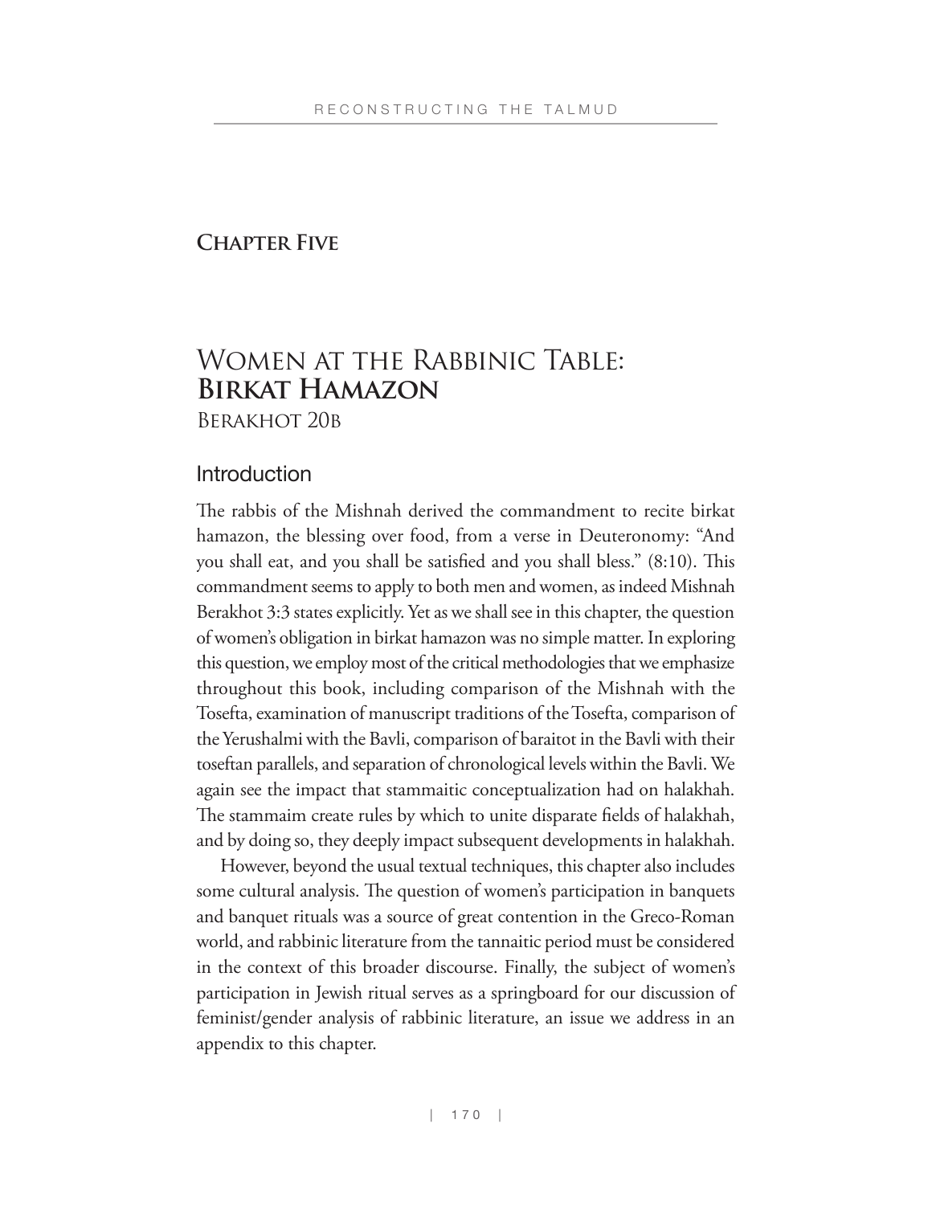## Chapter Five

# Women at the Rabbinic Table: **Birkat Hamazon**

Berakhot 20b

### Introduction

The rabbis of the Mishnah derived the commandment to recite birkat hamazon, the blessing over food, from a verse in Deuteronomy: "And you shall eat, and you shall be satisfied and you shall bless." (8:10). This commandment seems to apply to both men and women, as indeed Mishnah Berakhot 3:3 states explicitly. Yet as we shall see in this chapter, the question of women's obligation in birkat hamazon was no simple matter. In exploring this question, we employ most of the critical methodologies that we emphasize throughout this book, including comparison of the Mishnah with the Tosefta, examination of manuscript traditions of the Tosefta, comparison of the Yerushalmi with the Bavli, comparison of baraitot in the Bavli with their toseftan parallels, and separation of chronological levels within the Bavli. We again see the impact that stammaitic conceptualization had on halakhah. The stammaim create rules by which to unite disparate fields of halakhah, and by doing so, they deeply impact subsequent developments in halakhah.

However, beyond the usual textual techniques, this chapter also includes some cultural analysis. The question of women's participation in banquets and banquet rituals was a source of great contention in the Greco-Roman world, and rabbinic literature from the tannaitic period must be considered in the context of this broader discourse. Finally, the subject of women's participation in Jewish ritual serves as a springboard for our discussion of feminist/gender analysis of rabbinic literature, an issue we address in an appendix to this chapter.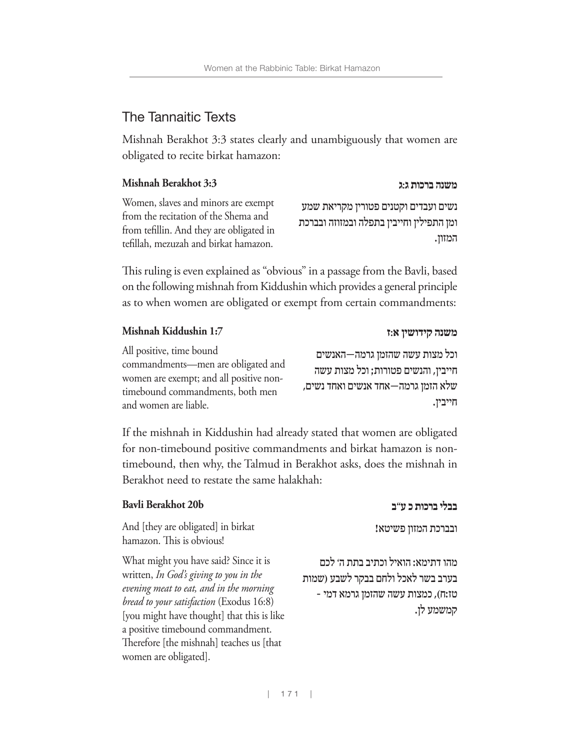## The Tannaitic Texts

Mishnah Berakhot 3:3 states clearly and unambiguously that women are obligated to recite birkat hamazon:

| **Mishnah Berakhot 3:3** | **משנה ברכות ג:ג** |
|---|---|
| Women, slaves and minors are exempt from the recitation of the Shema and from tefillin. And they are obligated in tefillah, mezuzah and birkat hamazon. | נשים ועבדים וקטנים פטורין מקריאת שמע ומן התפילין וחייבין בתפלה ובמזוזה ובברכת המזון. |

This ruling is even explained as "obvious" in a passage from the Bavli, based on the following mishnah from Kiddushin which provides a general principle as to when women are obligated or exempt from certain commandments:

| **Mishnah Kiddushin 1:7** | **משנה קידושין א:ז** |
|---|---|
| All positive, time bound commandments—men are obligated and women are exempt; and all positive non-timebound commandments, both men and women are liable. | וכל מצות עשה שהזמן גרמה—האנשים חייבין, והנשים פטורות; וכל מצות עשה שלא הזמן גרמה—אחד אנשים ואחד נשים, חייבין. |

If the mishnah in Kiddushin had already stated that women are obligated for non-timebound positive commandments and birkat hamazon is non-timebound, then why, the Talmud in Berakhot asks, does the mishnah in Berakhot need to restate the same halakhah:

| **Bavli Berakhot 20b** | **בבלי ברכות כ ע"ב** |
|---|---|
| And [they are obligated] in birkat hamazon. This is obvious! | ובברכת המזון פשיטא! |
| What might you have said? Since it is written, *In God's giving to you in the evening meat to eat, and in the morning bread to your satisfaction* (Exodus 16:8) [you might have thought] that this is like a positive timebound commandment. Therefore [the mishnah] teaches us [that women are obligated]. | מהו דתימא: הואיל וכתיב בתת ה' לכם בערב בשר לאכל ולחם בבקר לשבע (שמות טז:ח), כמצות עשה שהזמן גרמא דמי - קמשמע לן. |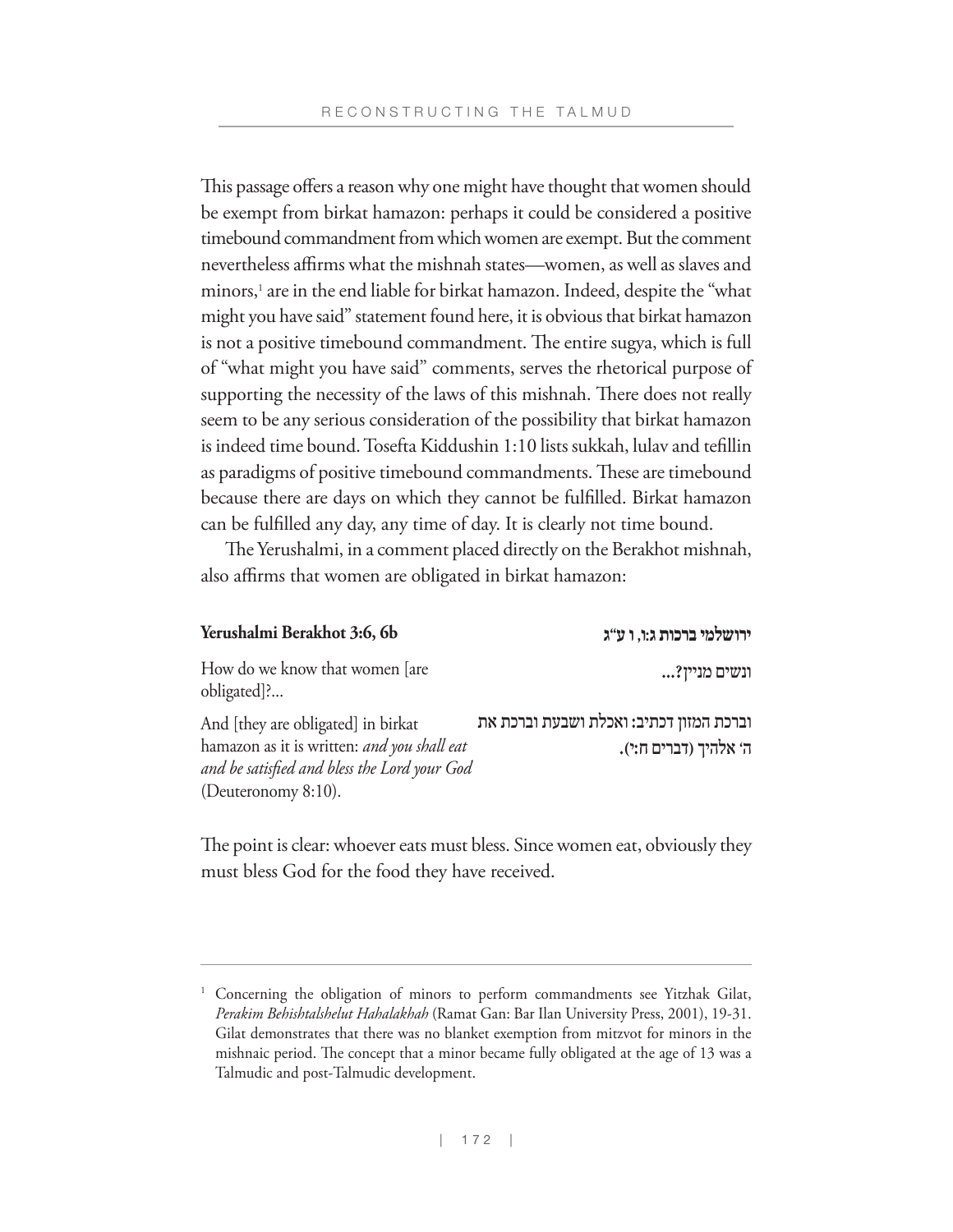This passage offers a reason why one might have thought that women should be exempt from birkat hamazon: perhaps it could be considered a positive timebound commandment from which women are exempt. But the comment nevertheless affirms what the mishnah states—women, as well as slaves and minors,[1] are in the end liable for birkat hamazon. Indeed, despite the "what might you have said" statement found here, it is obvious that birkat hamazon is not a positive timebound commandment. The entire sugya, which is full of "what might you have said" comments, serves the rhetorical purpose of supporting the necessity of the laws of this mishnah. There does not really seem to be any serious consideration of the possibility that birkat hamazon is indeed time bound. Tosefta Kiddushin 1:10 lists sukkah, lulav and tefillin as paradigms of positive timebound commandments. These are timebound because there are days on which they cannot be fulfilled. Birkat hamazon can be fulfilled any day, any time of day. It is clearly not time bound.

The Yerushalmi, in a comment placed directly on the Berakhot mishnah, also affirms that women are obligated in birkat hamazon:

| **Yerushalmi Berakhot 3:6, 6b** | **ירושלמי ברכות ג:ו, ו ע"ג** |
|---|---|
| How do we know that women [are obligated]?... | ונשים מניין?... |
| And [they are obligated] in birkat hamazon as it is written: *and you shall eat and be satisfied and bless the Lord your God* (Deuteronomy 8:10). | וברכת המזון דכתיב: ואכלת ושבעת וברכת את ה' אלהיך (דברים ח:י). |

The point is clear: whoever eats must bless. Since women eat, obviously they must bless God for the food they have received.

---

[1] Concerning the obligation of minors to perform commandments see Yitzhak Gilat, *Perakim Behishtalshelut Hahalakhah* (Ramat Gan: Bar Ilan University Press, 2001), 19-31. Gilat demonstrates that there was no blanket exemption from mitzvot for minors in the mishnaic period. The concept that a minor became fully obligated at the age of 13 was a Talmudic and post-Talmudic development.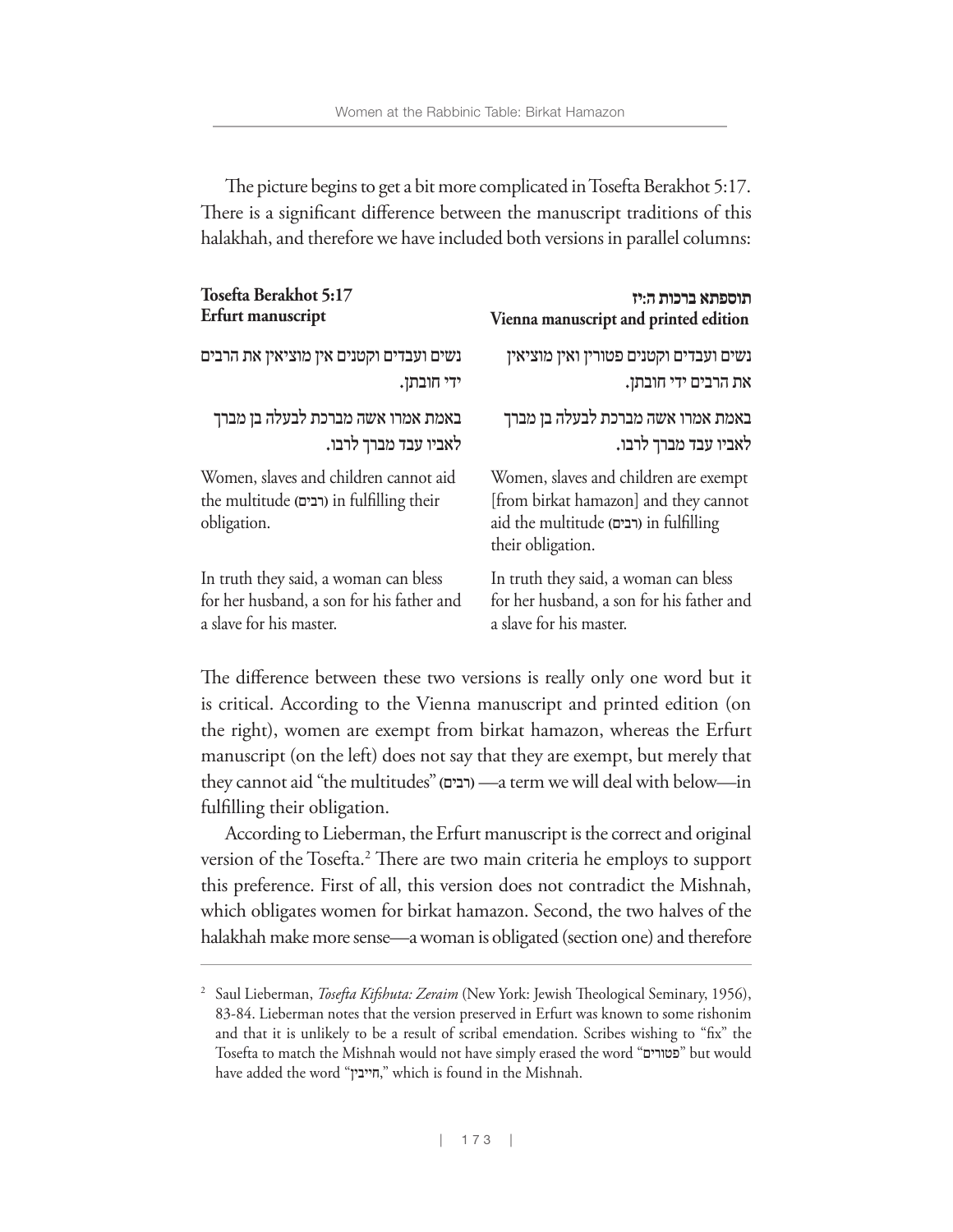The picture begins to get a bit more complicated in Tosefta Berakhot 5:17. There is a significant difference between the manuscript traditions of this halakhah, and therefore we have included both versions in parallel columns:

| **Tosefta Berakhot 5:17**<br>**Erfurt manuscript** | **תוספתא ברכות ה:יז**<br>**Vienna manuscript and printed edition** |
|---|---|
| **נשים ועבדים וקטנים אין מוציאין את הרבים ידי חובתן.** | **נשים ועבדים וקטנים פטורין ואין מוציאין את הרבים ידי חובתן.** |
| **באמת אמרו אשה מברכת לבעלה בן מברך לאביו עבד מברך לרבו.** | **באמת אמרו אשה מברכת לבעלה בן מברך לאביו עבד מברך לרבו.** |
| Women, slaves and children cannot aid the multitude (**רבים**) in fulfilling their obligation. | Women, slaves and children are exempt [from birkat hamazon] and they cannot aid the multitude (**רבים**) in fulfilling their obligation. |
| In truth they said, a woman can bless for her husband, a son for his father and a slave for his master. | In truth they said, a woman can bless for her husband, a son for his father and a slave for his master. |

The difference between these two versions is really only one word but it is critical. According to the Vienna manuscript and printed edition (on the right), women are exempt from birkat hamazon, whereas the Erfurt manuscript (on the left) does not say that they are exempt, but merely that they cannot aid "the multitudes" (**רבים**) —a term we will deal with below—in fulfilling their obligation.

According to Lieberman, the Erfurt manuscript is the correct and original version of the Tosefta.[2] There are two main criteria he employs to support this preference. First of all, this version does not contradict the Mishnah, which obligates women for birkat hamazon. Second, the two halves of the halakhah make more sense—a woman is obligated (section one) and therefore

---

[2] Saul Lieberman, *Tosefta Kifshuta: Zeraim* (New York: Jewish Theological Seminary, 1956), 83-84. Lieberman notes that the version preserved in Erfurt was known to some rishonim and that it is unlikely to be a result of scribal emendation. Scribes wishing to "fix" the Tosefta to match the Mishnah would not have simply erased the word "פטורים" but would have added the word "חייבין," which is found in the Mishnah.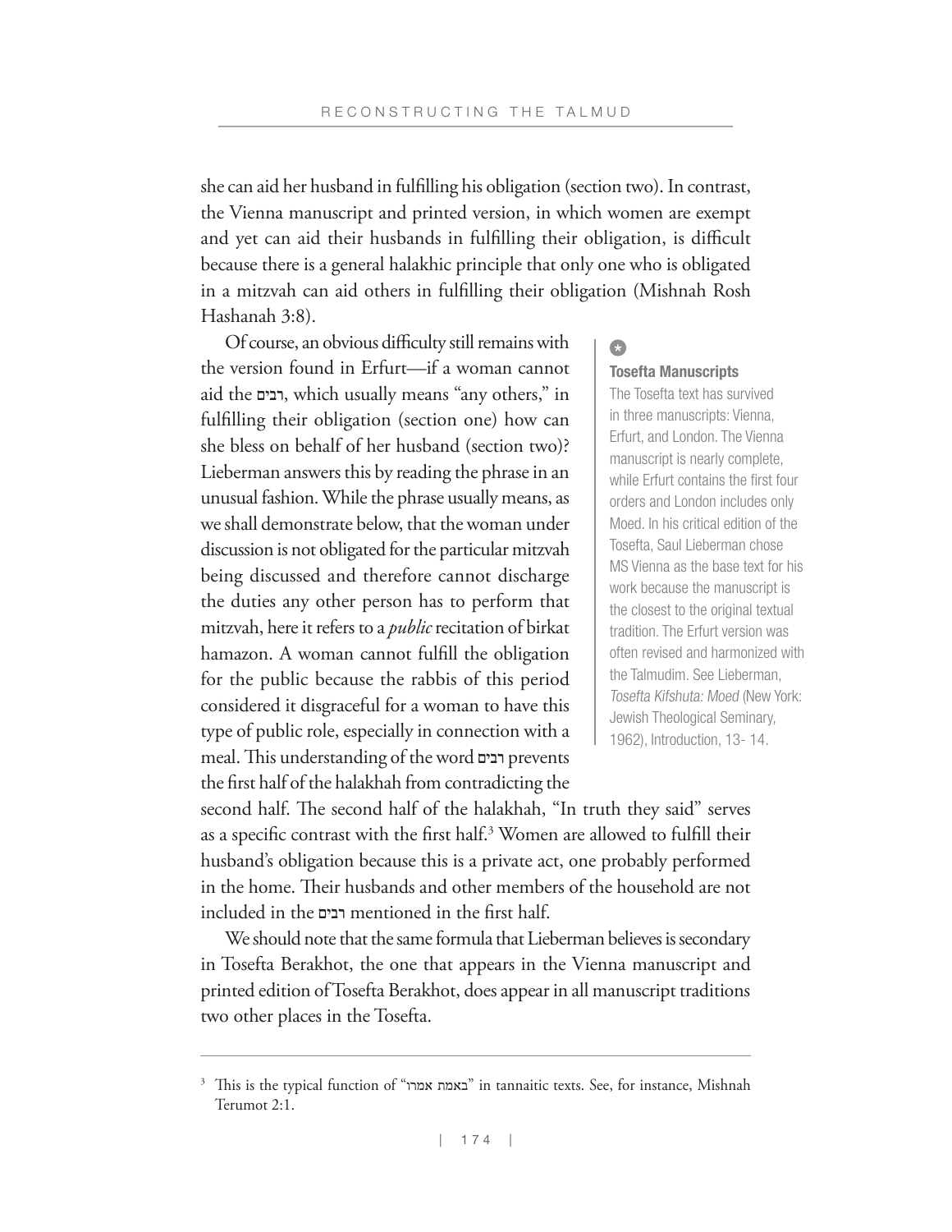she can aid her husband in fulfilling his obligation (section two). In contrast, the Vienna manuscript and printed version, in which women are exempt and yet can aid their husbands in fulfilling their obligation, is difficult because there is a general halakhic principle that only one who is obligated in a mitzvah can aid others in fulfilling their obligation (Mishnah Rosh Hashanah 3:8).

Of course, an obvious difficulty still remains with the version found in Erfurt—if a woman cannot aid the רבים, which usually means "any others," in fulfilling their obligation (section one) how can she bless on behalf of her husband (section two)? Lieberman answers this by reading the phrase in an unusual fashion. While the phrase usually means, as we shall demonstrate below, that the woman under discussion is not obligated for the particular mitzvah being discussed and therefore cannot discharge the duties any other person has to perform that mitzvah, here it refers to a *public* recitation of birkat hamazon. A woman cannot fulfill the obligation for the public because the rabbis of this period considered it disgraceful for a woman to have this type of public role, especially in connection with a meal. This understanding of the word רבים prevents the first half of the halakhah from contradicting the second half. The second half of the halakhah, "In truth they said" serves as a specific contrast with the first half.[3] Women are allowed to fulfill their husband's obligation because this is a private act, one probably performed in the home. Their husbands and other members of the household are not included in the רבים mentioned in the first half.

**Tosefta Manuscripts**
The Tosefta text has survived in three manuscripts: Vienna, Erfurt, and London. The Vienna manuscript is nearly complete, while Erfurt contains the first four orders and London includes only Moed. In his critical edition of the Tosefta, Saul Lieberman chose MS Vienna as the base text for his work because the manuscript is the closest to the original textual tradition. The Erfurt version was often revised and harmonized with the Talmudim. See Lieberman, *Tosefta Kifshuta: Moed* (New York: Jewish Theological Seminary, 1962), Introduction, 13- 14.

We should note that the same formula that Lieberman believes is secondary in Tosefta Berakhot, the one that appears in the Vienna manuscript and printed edition of Tosefta Berakhot, does appear in all manuscript traditions two other places in the Tosefta.

---

[3] This is the typical function of "באמת אמרו" in tannaitic texts. See, for instance, Mishnah Terumot 2:1.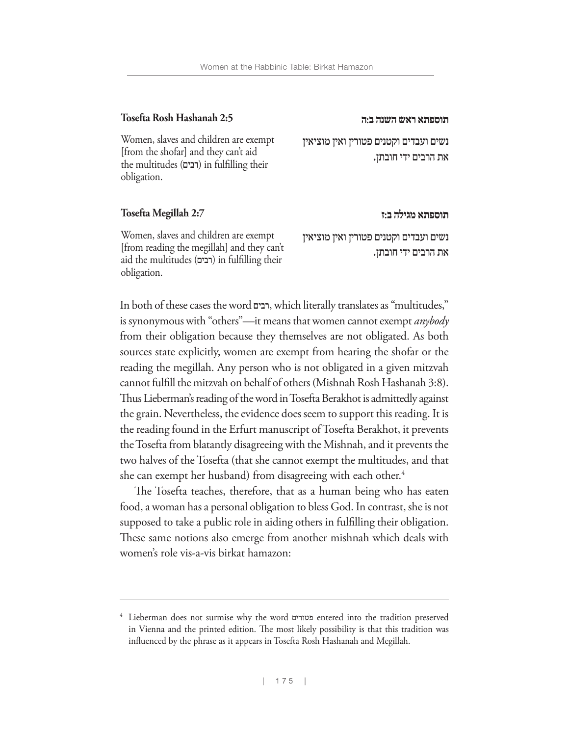**Tosefta Rosh Hashanah 2:5**

Women, slaves and children are exempt [from the shofar] and they can't aid the multitudes (רבים) in fulfilling their obligation.

**תוספתא ראש השנה ב:ה**

נשים ועבדים וקטנים פטורין ואין מוציאין את הרבים ידי חובתן.

**Tosefta Megillah 2:7**

Women, slaves and children are exempt [from reading the megillah] and they can't aid the multitudes (רבים) in fulfilling their obligation.

**תוספתא מגילה ב:ז**

נשים ועבדים וקטנים פטורין ואין מוציאין את הרבים ידי חובתן.

In both of these cases the word רבים, which literally translates as "multitudes," is synonymous with "others"—it means that women cannot exempt *anybody* from their obligation because they themselves are not obligated. As both sources state explicitly, women are exempt from hearing the shofar or the reading the megillah. Any person who is not obligated in a given mitzvah cannot fulfill the mitzvah on behalf of others (Mishnah Rosh Hashanah 3:8). Thus Lieberman's reading of the word in Tosefta Berakhot is admittedly against the grain. Nevertheless, the evidence does seem to support this reading. It is the reading found in the Erfurt manuscript of Tosefta Berakhot, it prevents the Tosefta from blatantly disagreeing with the Mishnah, and it prevents the two halves of the Tosefta (that she cannot exempt the multitudes, and that she can exempt her husband) from disagreeing with each other.[4]

The Tosefta teaches, therefore, that as a human being who has eaten food, a woman has a personal obligation to bless God. In contrast, she is not supposed to take a public role in aiding others in fulfilling their obligation. These same notions also emerge from another mishnah which deals with women's role vis-a-vis birkat hamazon:

---

[4] Lieberman does not surmise why the word פטורים entered into the tradition preserved in Vienna and the printed edition. The most likely possibility is that this tradition was influenced by the phrase as it appears in Tosefta Rosh Hashanah and Megillah.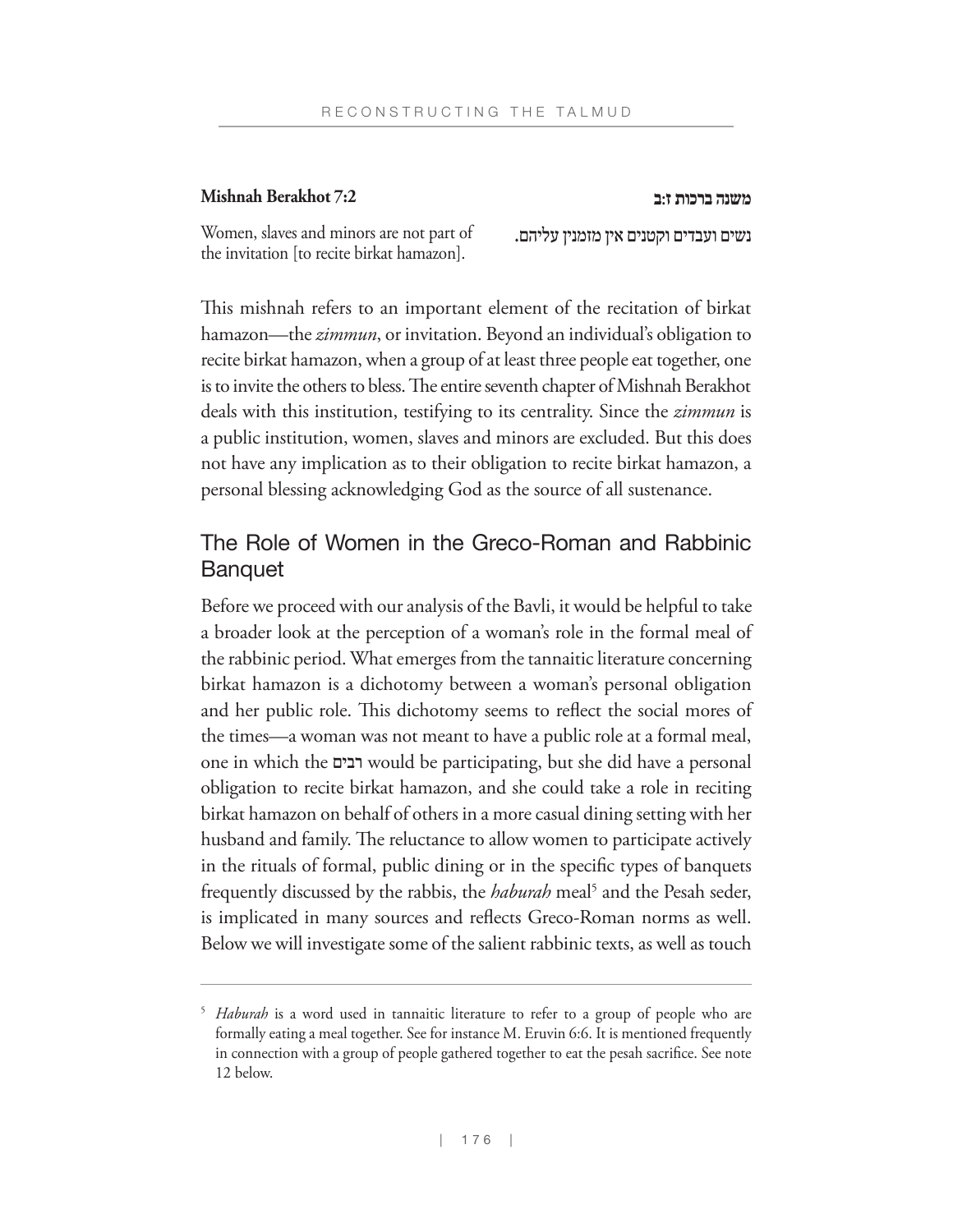**Mishnah Berakhot 7:2**

Women, slaves and minors are not part of the invitation [to recite birkat hamazon].

**משנה ברכות ז:ב**

נשים ועבדים וקטנים אין מזמנין עליהם.

This mishnah refers to an important element of the recitation of birkat hamazon—the *zimmun*, or invitation. Beyond an individual's obligation to recite birkat hamazon, when a group of at least three people eat together, one is to invite the others to bless. The entire seventh chapter of Mishnah Berakhot deals with this institution, testifying to its centrality. Since the *zimmun* is a public institution, women, slaves and minors are excluded. But this does not have any implication as to their obligation to recite birkat hamazon, a personal blessing acknowledging God as the source of all sustenance.

## The Role of Women in the Greco-Roman and Rabbinic Banquet

Before we proceed with our analysis of the Bavli, it would be helpful to take a broader look at the perception of a woman's role in the formal meal of the rabbinic period. What emerges from the tannaitic literature concerning birkat hamazon is a dichotomy between a woman's personal obligation and her public role. This dichotomy seems to reflect the social mores of the times—a woman was not meant to have a public role at a formal meal, one in which the רבים would be participating, but she did have a personal obligation to recite birkat hamazon, and she could take a role in reciting birkat hamazon on behalf of others in a more casual dining setting with her husband and family. The reluctance to allow women to participate actively in the rituals of formal, public dining or in the specific types of banquets frequently discussed by the rabbis, the *haburah* meal[5] and the Pesah seder, is implicated in many sources and reflects Greco-Roman norms as well. Below we will investigate some of the salient rabbinic texts, as well as touch

[5] *Haburah* is a word used in tannaitic literature to refer to a group of people who are formally eating a meal together. See for instance M. Eruvin 6:6. It is mentioned frequently in connection with a group of people gathered together to eat the pesah sacrifice. See note 12 below.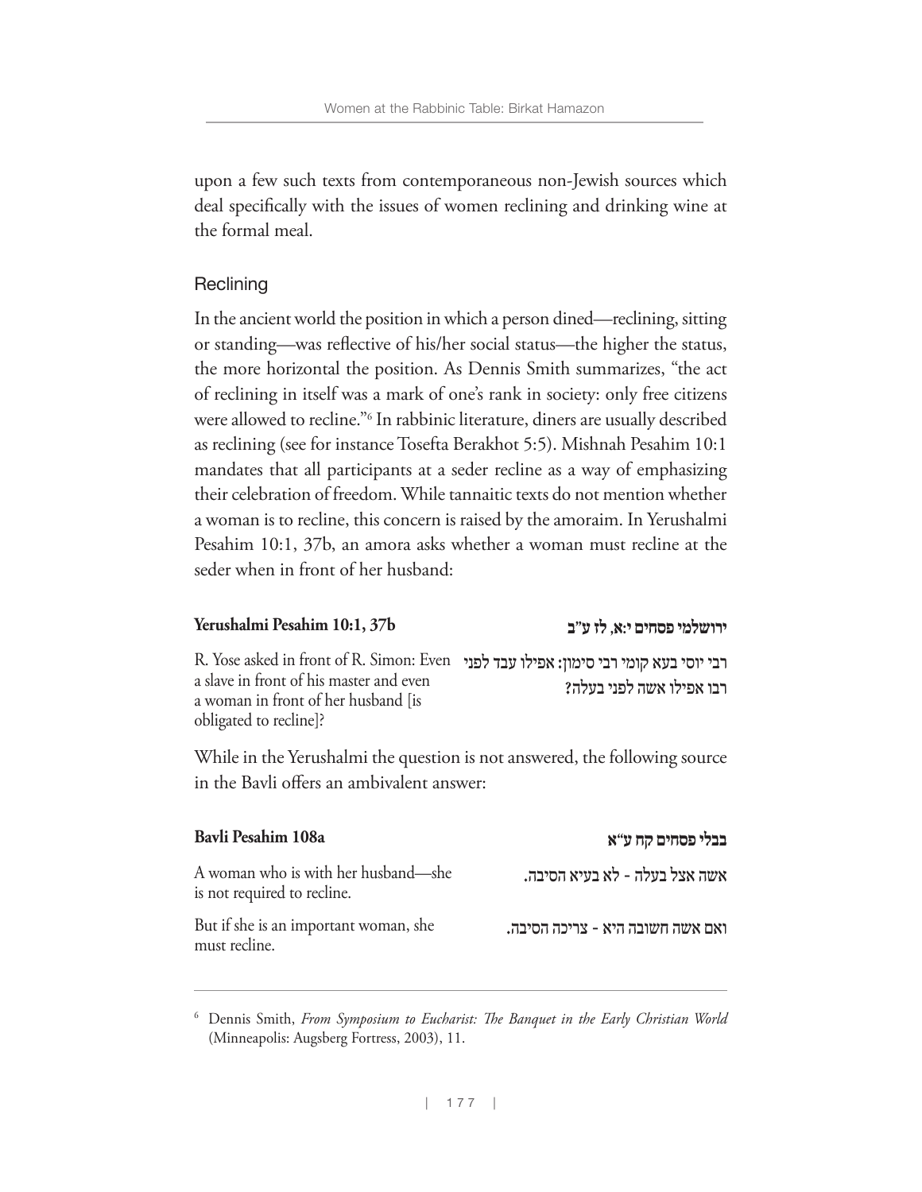upon a few such texts from contemporaneous non-Jewish sources which deal specifically with the issues of women reclining and drinking wine at the formal meal.

### Reclining

In the ancient world the position in which a person dined—reclining, sitting or standing—was reflective of his/her social status—the higher the status, the more horizontal the position. As Dennis Smith summarizes, "the act of reclining in itself was a mark of one's rank in society: only free citizens were allowed to recline."[6] In rabbinic literature, diners are usually described as reclining (see for instance Tosefta Berakhot 5:5). Mishnah Pesahim 10:1 mandates that all participants at a seder recline as a way of emphasizing their celebration of freedom. While tannaitic texts do not mention whether a woman is to recline, this concern is raised by the amoraim. In Yerushalmi Pesahim 10:1, 37b, an amora asks whether a woman must recline at the seder when in front of her husband:

| **Yerushalmi Pesahim 10:1, 37b** | **ירושלמי פסחים י:א, לז ע"ב** |
|---|---|
| R. Yose asked in front of R. Simon: Even a slave in front of his master and even a woman in front of her husband [is obligated to recline]? | רבי יוסי בעא קומי רבי סימון: אפילו עבד לפני רבו אפילו אשה לפני בעלה? |

While in the Yerushalmi the question is not answered, the following source in the Bavli offers an ambivalent answer:

| **Bavli Pesahim 108a** | **בבלי פסחים קח ע"א** |
|---|---|
| A woman who is with her husband—she is not required to recline. | אשה אצל בעלה - לא בעיא הסיבה. |
| But if she is an important woman, she must recline. | ואם אשה חשובה היא - צריכה הסיבה. |

[6] Dennis Smith, *From Symposium to Eucharist: The Banquet in the Early Christian World* (Minneapolis: Augsberg Fortress, 2003), 11.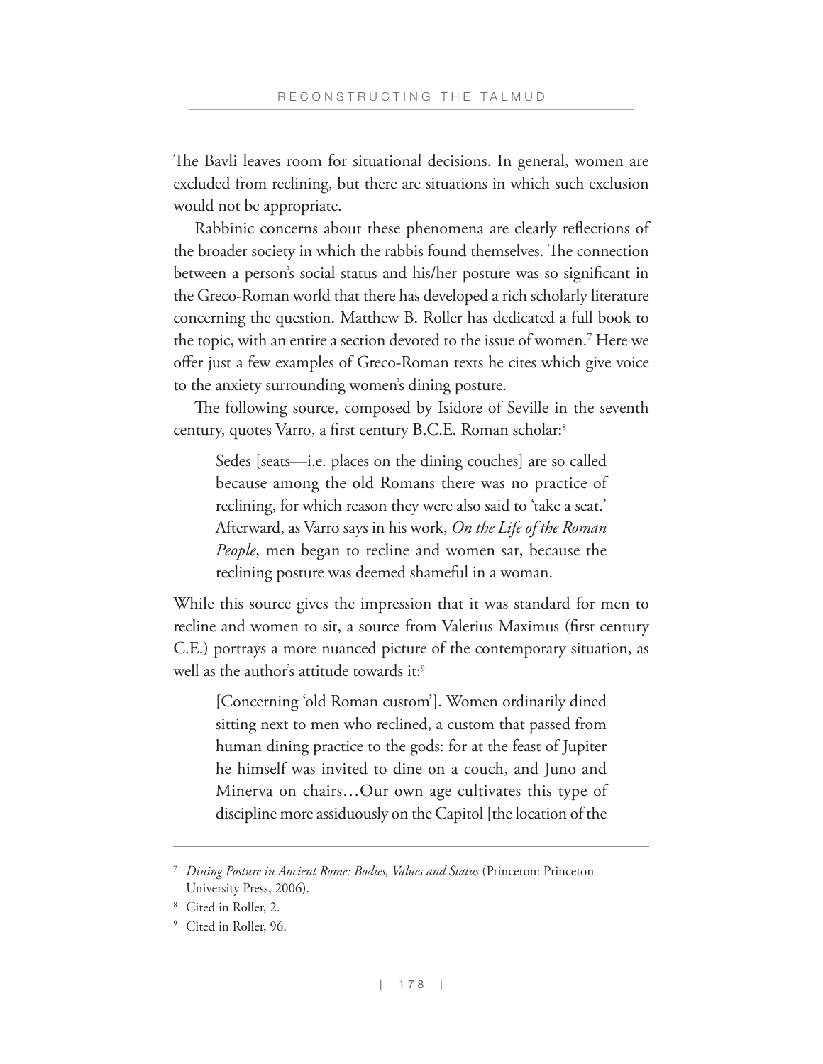The Bavli leaves room for situational decisions. In general, women are excluded from reclining, but there are situations in which such exclusion would not be appropriate.

Rabbinic concerns about these phenomena are clearly reflections of the broader society in which the rabbis found themselves. The connection between a person's social status and his/her posture was so significant in the Greco-Roman world that there has developed a rich scholarly literature concerning the question. Matthew B. Roller has dedicated a full book to the topic, with an entire a section devoted to the issue of women.[7] Here we offer just a few examples of Greco-Roman texts he cites which give voice to the anxiety surrounding women's dining posture.

The following source, composed by Isidore of Seville in the seventh century, quotes Varro, a first century B.C.E. Roman scholar:[8]

> Sedes [seats—i.e. places on the dining couches] are so called because among the old Romans there was no practice of reclining, for which reason they were also said to 'take a seat.' Afterward, as Varro says in his work, *On the Life of the Roman People*, men began to recline and women sat, because the reclining posture was deemed shameful in a woman.

While this source gives the impression that it was standard for men to recline and women to sit, a source from Valerius Maximus (first century C.E.) portrays a more nuanced picture of the contemporary situation, as well as the author's attitude towards it:[9]

> [Concerning 'old Roman custom']. Women ordinarily dined sitting next to men who reclined, a custom that passed from human dining practice to the gods: for at the feast of Jupiter he himself was invited to dine on a couch, and Juno and Minerva on chairs…Our own age cultivates this type of discipline more assiduously on the Capitol [the location of the

---

[7] *Dining Posture in Ancient Rome: Bodies, Values and Status* (Princeton: Princeton University Press, 2006).

[8] Cited in Roller, 2.

[9] Cited in Roller, 96.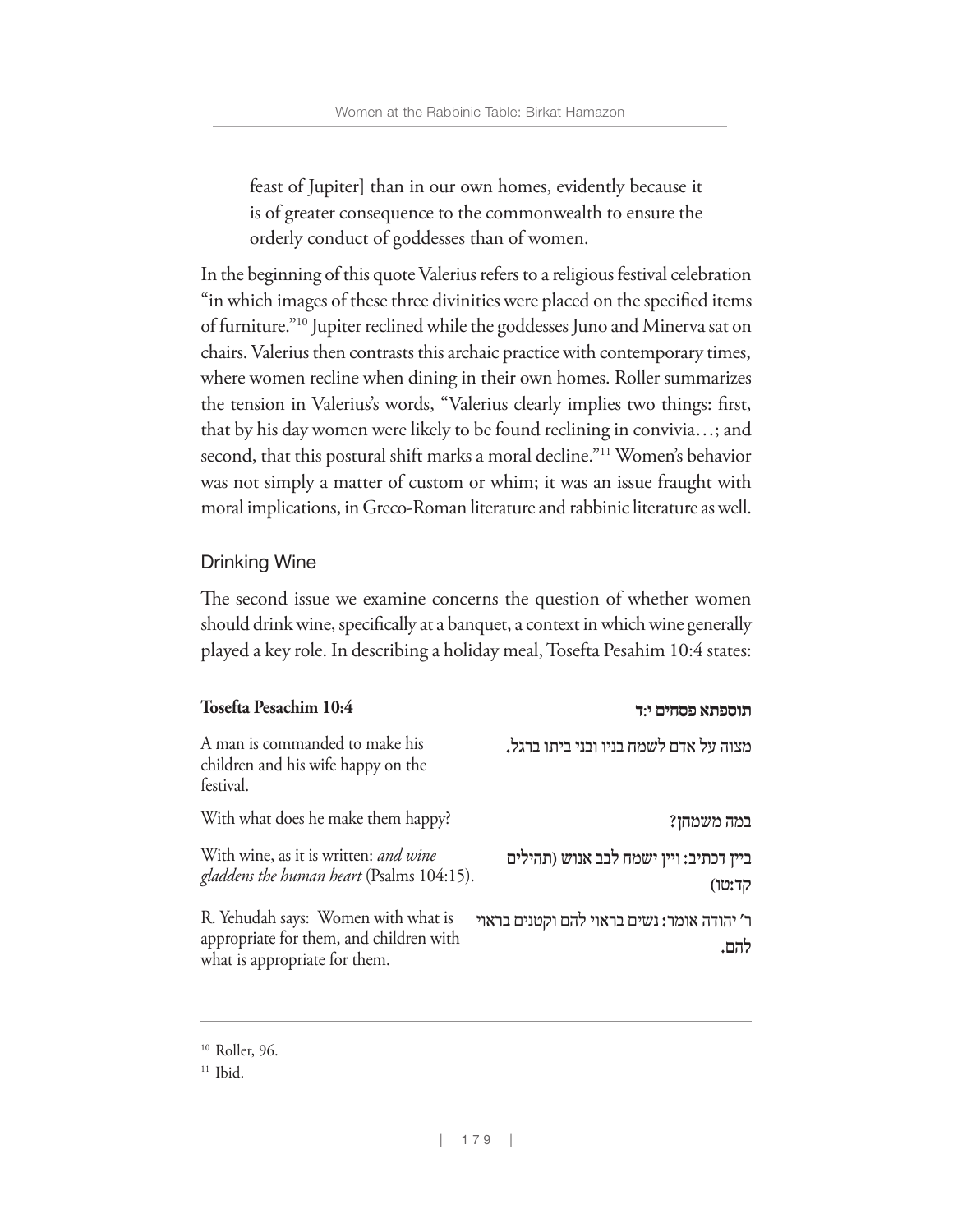feast of Jupiter] than in our own homes, evidently because it is of greater consequence to the commonwealth to ensure the orderly conduct of goddesses than of women.

In the beginning of this quote Valerius refers to a religious festival celebration "in which images of these three divinities were placed on the specified items of furniture."[10] Jupiter reclined while the goddesses Juno and Minerva sat on chairs. Valerius then contrasts this archaic practice with contemporary times, where women recline when dining in their own homes. Roller summarizes the tension in Valerius's words, "Valerius clearly implies two things: first, that by his day women were likely to be found reclining in convivia…; and second, that this postural shift marks a moral decline."[11] Women's behavior was not simply a matter of custom or whim; it was an issue fraught with moral implications, in Greco-Roman literature and rabbinic literature as well.

## Drinking Wine

The second issue we examine concerns the question of whether women should drink wine, specifically at a banquet, a context in which wine generally played a key role. In describing a holiday meal, Tosefta Pesahim 10:4 states:

| **Tosefta Pesachim 10:4** | **תוספתא פסחים י:ד** |
|---|---|
| A man is commanded to make his children and his wife happy on the festival. | מצוה על אדם לשמח בניו ובני ביתו ברגל. |
| With what does he make them happy? | במה משמחן? |
| With wine, as it is written: *and wine gladdens the human heart* (Psalms 104:15). | ביין דכתיב: ויין ישמח לבב אנוש (תהילים קד:טו) |
| R. Yehudah says: Women with what is appropriate for them, and children with what is appropriate for them. | ר' יהודה אומר: נשים בראוי להם וקטנים בראוי להם. |

[10] Roller, 96.

[11] Ibid.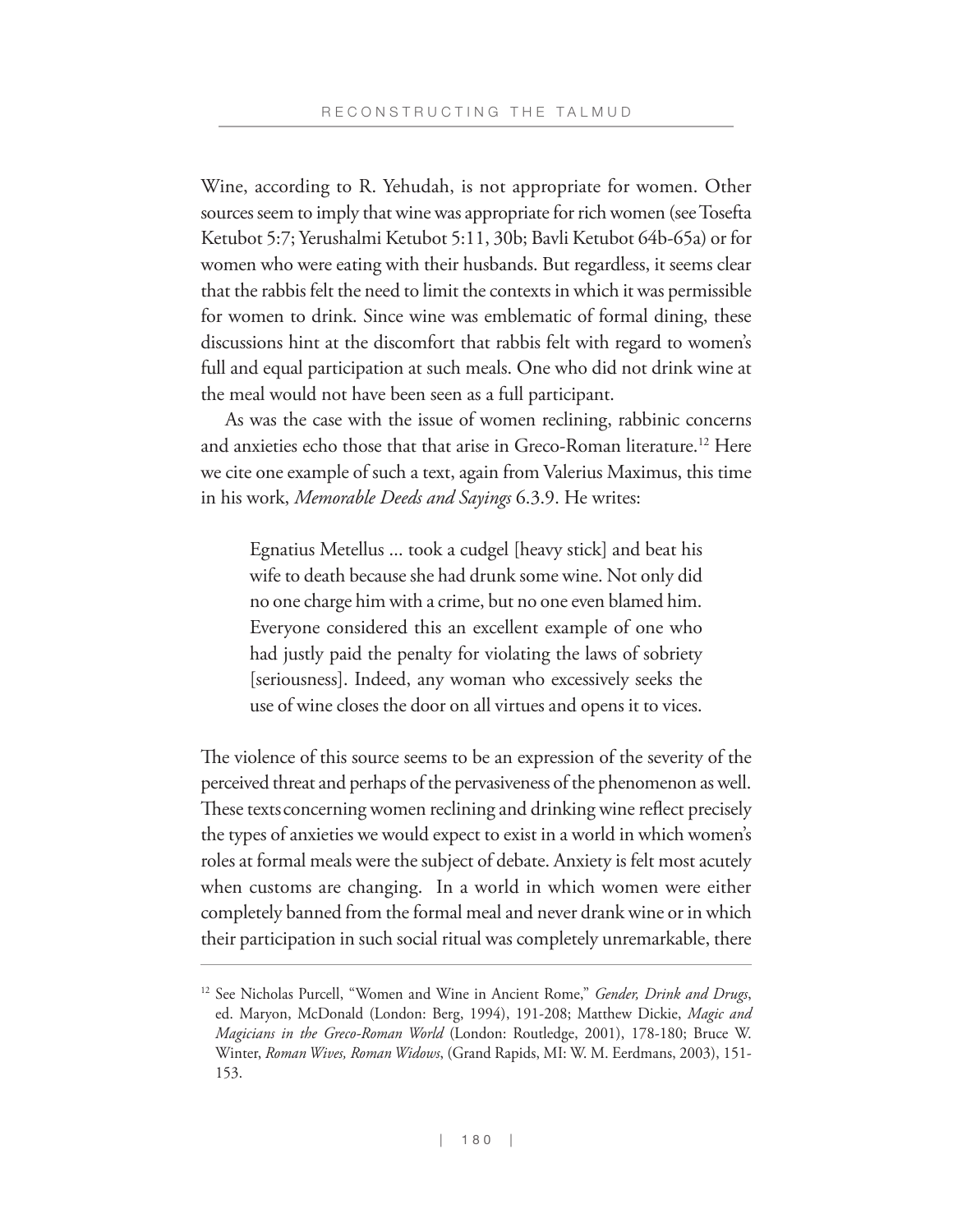Wine, according to R. Yehudah, is not appropriate for women. Other sources seem to imply that wine was appropriate for rich women (see Tosefta Ketubot 5:7; Yerushalmi Ketubot 5:11, 30b; Bavli Ketubot 64b-65a) or for women who were eating with their husbands. But regardless, it seems clear that the rabbis felt the need to limit the contexts in which it was permissible for women to drink. Since wine was emblematic of formal dining, these discussions hint at the discomfort that rabbis felt with regard to women's full and equal participation at such meals. One who did not drink wine at the meal would not have been seen as a full participant.

As was the case with the issue of women reclining, rabbinic concerns and anxieties echo those that that arise in Greco-Roman literature.[12] Here we cite one example of such a text, again from Valerius Maximus, this time in his work, *Memorable Deeds and Sayings* 6.3.9. He writes:

> Egnatius Metellus ... took a cudgel [heavy stick] and beat his wife to death because she had drunk some wine. Not only did no one charge him with a crime, but no one even blamed him. Everyone considered this an excellent example of one who had justly paid the penalty for violating the laws of sobriety [seriousness]. Indeed, any woman who excessively seeks the use of wine closes the door on all virtues and opens it to vices.

The violence of this source seems to be an expression of the severity of the perceived threat and perhaps of the pervasiveness of the phenomenon as well. These texts concerning women reclining and drinking wine reflect precisely the types of anxieties we would expect to exist in a world in which women's roles at formal meals were the subject of debate. Anxiety is felt most acutely when customs are changing. In a world in which women were either completely banned from the formal meal and never drank wine or in which their participation in such social ritual was completely unremarkable, there

---

[12] See Nicholas Purcell, "Women and Wine in Ancient Rome," *Gender, Drink and Drugs*, ed. Maryon, McDonald (London: Berg, 1994), 191-208; Matthew Dickie, *Magic and Magicians in the Greco-Roman World* (London: Routledge, 2001), 178-180; Bruce W. Winter, *Roman Wives, Roman Widows*, (Grand Rapids, MI: W. M. Eerdmans, 2003), 151-153.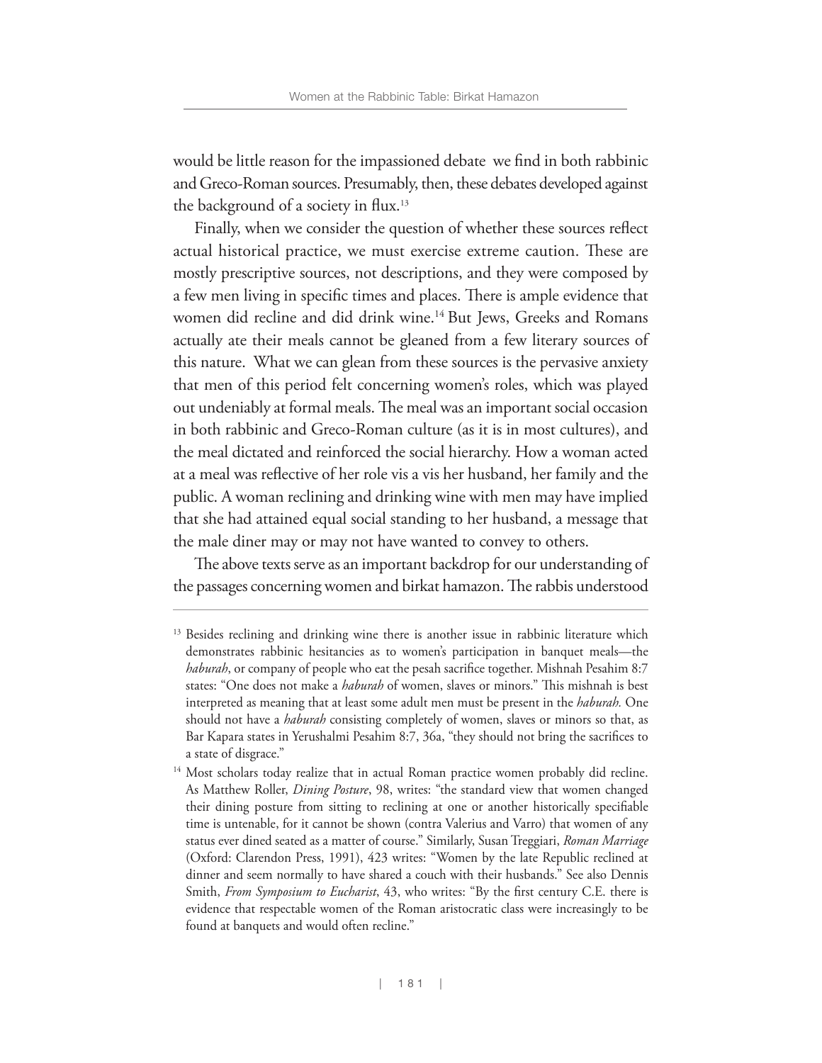would be little reason for the impassioned debate  we find in both rabbinic and Greco-Roman sources. Presumably, then, these debates developed against the background of a society in flux.[13]

Finally, when we consider the question of whether these sources reflect actual historical practice, we must exercise extreme caution. These are mostly prescriptive sources, not descriptions, and they were composed by a few men living in specific times and places. There is ample evidence that women did recline and did drink wine.[14] But Jews, Greeks and Romans actually ate their meals cannot be gleaned from a few literary sources of this nature.  What we can glean from these sources is the pervasive anxiety that men of this period felt concerning women's roles, which was played out undeniably at formal meals. The meal was an important social occasion in both rabbinic and Greco-Roman culture (as it is in most cultures), and the meal dictated and reinforced the social hierarchy. How a woman acted at a meal was reflective of her role vis a vis her husband, her family and the public. A woman reclining and drinking wine with men may have implied that she had attained equal social standing to her husband, a message that the male diner may or may not have wanted to convey to others.

The above texts serve as an important backdrop for our understanding of the passages concerning women and birkat hamazon. The rabbis understood

---

[13] Besides reclining and drinking wine there is another issue in rabbinic literature which demonstrates rabbinic hesitancies as to women's participation in banquet meals—the *haburah*, or company of people who eat the pesah sacrifice together. Mishnah Pesahim 8:7 states: "One does not make a *haburah* of women, slaves or minors." This mishnah is best interpreted as meaning that at least some adult men must be present in the *haburah.* One should not have a *haburah* consisting completely of women, slaves or minors so that, as Bar Kapara states in Yerushalmi Pesahim 8:7, 36a, "they should not bring the sacrifices to a state of disgrace."

[14] Most scholars today realize that in actual Roman practice women probably did recline. As Matthew Roller, *Dining Posture*, 98, writes: "the standard view that women changed their dining posture from sitting to reclining at one or another historically specifiable time is untenable, for it cannot be shown (contra Valerius and Varro) that women of any status ever dined seated as a matter of course." Similarly, Susan Treggiari, *Roman Marriage* (Oxford: Clarendon Press, 1991), 423 writes: "Women by the late Republic reclined at dinner and seem normally to have shared a couch with their husbands." See also Dennis Smith, *From Symposium to Eucharist*, 43, who writes: "By the first century C.E. there is evidence that respectable women of the Roman aristocratic class were increasingly to be found at banquets and would often recline."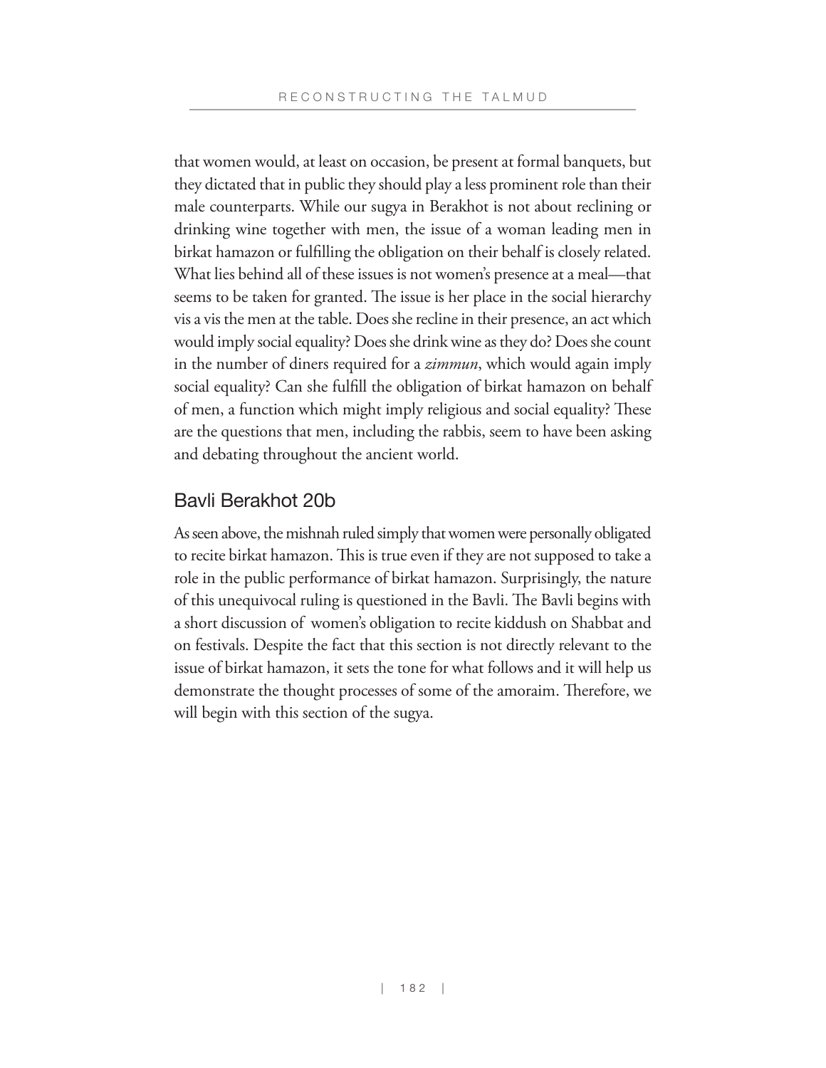that women would, at least on occasion, be present at formal banquets, but they dictated that in public they should play a less prominent role than their male counterparts. While our sugya in Berakhot is not about reclining or drinking wine together with men, the issue of a woman leading men in birkat hamazon or fulfilling the obligation on their behalf is closely related. What lies behind all of these issues is not women's presence at a meal—that seems to be taken for granted. The issue is her place in the social hierarchy vis a vis the men at the table. Does she recline in their presence, an act which would imply social equality? Does she drink wine as they do? Does she count in the number of diners required for a *zimmun*, which would again imply social equality? Can she fulfill the obligation of birkat hamazon on behalf of men, a function which might imply religious and social equality? These are the questions that men, including the rabbis, seem to have been asking and debating throughout the ancient world.

## Bavli Berakhot 20b

As seen above, the mishnah ruled simply that women were personally obligated to recite birkat hamazon. This is true even if they are not supposed to take a role in the public performance of birkat hamazon. Surprisingly, the nature of this unequivocal ruling is questioned in the Bavli. The Bavli begins with a short discussion of women's obligation to recite kiddush on Shabbat and on festivals. Despite the fact that this section is not directly relevant to the issue of birkat hamazon, it sets the tone for what follows and it will help us demonstrate the thought processes of some of the amoraim. Therefore, we will begin with this section of the sugya.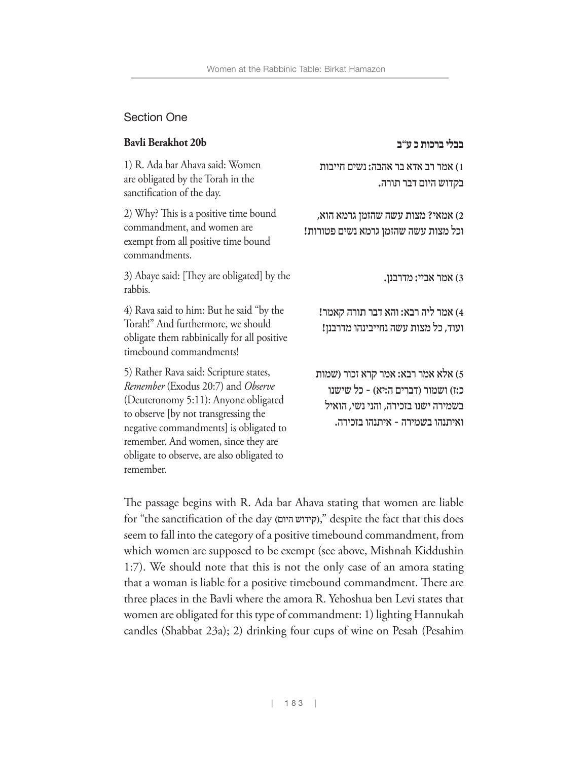## Section One

| **Bavli Berakhot 20b** | **בבלי ברכות כ ע"ב** |
|---|---|
| 1) R. Ada bar Ahava said: Women are obligated by the Torah in the sanctification of the day. | 1) אמר רב אדא בר אהבה: נשים חייבות בקדוש היום דבר תורה. |
| 2) Why? This is a positive time bound commandment, and women are exempt from all positive time bound commandments. | 2) אמאי? מצות עשה שהזמן גרמא הוא, וכל מצות עשה שהזמן גרמא נשים פטורות! |
| 3) Abaye said: [They are obligated] by the rabbis. | 3) אמר אביי: מדרבנן. |
| 4) Rava said to him: But he said "by the Torah!" And furthermore, we should obligate them rabbinically for all positive timebound commandments! | 4) אמר ליה רבא: והא דבר תורה קאמר! ועוד, כל מצות עשה נחייבינהו מדרבנן! |
| 5) Rather Rava said: Scripture states, *Remember* (Exodus 20:7) and *Observe* (Deuteronomy 5:11): Anyone obligated to observe [by not transgressing the negative commandments] is obligated to remember. And women, since they are obligate to observe, are also obligated to remember. | 5) אלא אמר רבא: אמר קרא זכור (שמות כ:ז) ושמור (דברים ה:יא) - כל שישנו בשמירה ישנו בזכירה, והני נשי, הואיל ואיתנהו בשמירה - איתנהו בזכירה. |

The passage begins with R. Ada bar Ahava stating that women are liable for "the sanctification of the day (קידוש היום)," despite the fact that this does seem to fall into the category of a positive timebound commandment, from which women are supposed to be exempt (see above, Mishnah Kiddushin 1:7). We should note that this is not the only case of an amora stating that a woman is liable for a positive timebound commandment. There are three places in the Bavli where the amora R. Yehoshua ben Levi states that women are obligated for this type of commandment: 1) lighting Hannukah candles (Shabbat 23a); 2) drinking four cups of wine on Pesah (Pesahim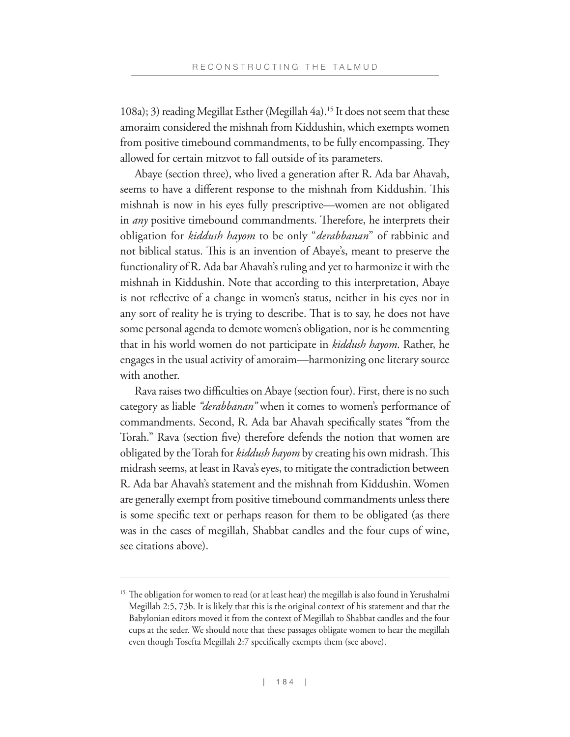108a); 3) reading Megillat Esther (Megillah 4a).[15] It does not seem that these amoraim considered the mishnah from Kiddushin, which exempts women from positive timebound commandments, to be fully encompassing. They allowed for certain mitzvot to fall outside of its parameters.

Abaye (section three), who lived a generation after R. Ada bar Ahavah, seems to have a different response to the mishnah from Kiddushin. This mishnah is now in his eyes fully prescriptive—women are not obligated in *any* positive timebound commandments. Therefore, he interprets their obligation for *kiddush hayom* to be only "*derabbanan*" of rabbinic and not biblical status. This is an invention of Abaye's, meant to preserve the functionality of R. Ada bar Ahavah's ruling and yet to harmonize it with the mishnah in Kiddushin. Note that according to this interpretation, Abaye is not reflective of a change in women's status, neither in his eyes nor in any sort of reality he is trying to describe. That is to say, he does not have some personal agenda to demote women's obligation, nor is he commenting that in his world women do not participate in *kiddush hayom*. Rather, he engages in the usual activity of amoraim—harmonizing one literary source with another.

Rava raises two difficulties on Abaye (section four). First, there is no such category as liable *"derabbanan"* when it comes to women's performance of commandments. Second, R. Ada bar Ahavah specifically states "from the Torah." Rava (section five) therefore defends the notion that women are obligated by the Torah for *kiddush hayom* by creating his own midrash. This midrash seems, at least in Rava's eyes, to mitigate the contradiction between R. Ada bar Ahavah's statement and the mishnah from Kiddushin. Women are generally exempt from positive timebound commandments unless there is some specific text or perhaps reason for them to be obligated (as there was in the cases of megillah, Shabbat candles and the four cups of wine, see citations above).

---

[15] The obligation for women to read (or at least hear) the megillah is also found in Yerushalmi Megillah 2:5, 73b. It is likely that this is the original context of his statement and that the Babylonian editors moved it from the context of Megillah to Shabbat candles and the four cups at the seder. We should note that these passages obligate women to hear the megillah even though Tosefta Megillah 2:7 specifically exempts them (see above).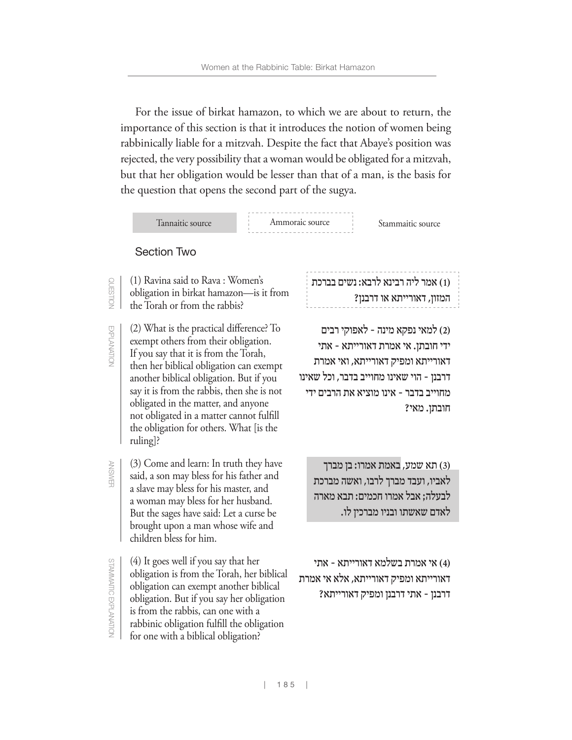For the issue of birkat hamazon, to which we are about to return, the importance of this section is that it introduces the notion of women being rabbinically liable for a mitzvah. Despite the fact that Abaye's position was rejected, the very possibility that a woman would be obligated for a mitzvah, but that her obligation would be lesser than that of a man, is the basis for the question that opens the second part of the sugya.

Tannaitic source | Ammoraic source | Stammaitic source

## Section Two

| | English | Hebrew |
|---|---|---|
| QUESTION | (1) Ravina said to Rava : Women's obligation in birkat hamazon—is it from the Torah or from the rabbis? | (1) אמר ליה רבינא לרבא: נשים בברכת המזון, דאורייתא או דרבנן? |
| EXPLANATION | (2) What is the practical difference? To exempt others from their obligation. If you say that it is from the Torah, then her biblical obligation can exempt another biblical obligation. But if you say it is from the rabbis, then she is not obligated in the matter, and anyone not obligated in a matter cannot fulfill the obligation for others. What [is the ruling]? | (2) למאי נפקא מינה - לאפוקי רבים ידי חובתן. אי אמרת דאורייתא - אתי דאורייתא ומפיק דאורייתא, ואי אמרת דרבנן - הוי שאינו מחוייב בדבר, וכל שאינו מחוייב בדבר - אינו מוציא את הרבים ידי חובתן. מאי? |
| ANSWER | (3) Come and learn: In truth they have said, a son may bless for his father and a slave may bless for his master, and a woman may bless for her husband. But the sages have said: Let a curse be brought upon a man whose wife and children bless for him. | (3) תא שמע, באמת אמרו: בן מברך לאביו, ועבד מברך לרבו, ואשה מברכת לבעלה; אבל אמרו חכמים: תבא מארה לאדם שאשתו ובניו מברכין לו. |
| STAMMAITIC EXPLANATION | (4) It goes well if you say that her obligation is from the Torah, her biblical obligation can exempt another biblical obligation. But if you say her obligation is from the rabbis, can one with a rabbinic obligation fulfill the obligation for one with a biblical obligation? | (4) אי אמרת בשלמא דאורייתא - אתי דאורייתא ומפיק דאורייתא, אלא אי אמרת דרבנן - אתי דרבנן ומפיק דאורייתא? |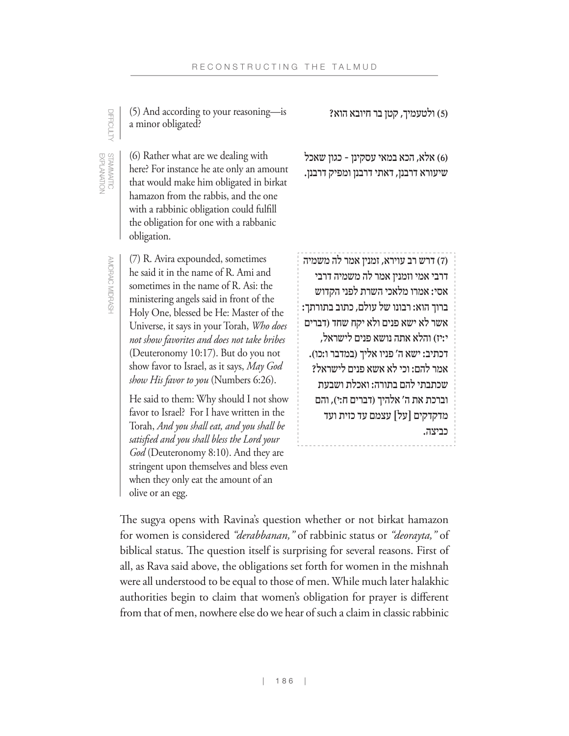DIFFICULTY

(5) And according to your reasoning—is a minor obligated?

(5) ולטעמיך, קטן בר חיובא הוא?

STAMMAITIC EXPLANATION

(6) Rather what are we dealing with here? For instance he ate only an amount that would make him obligated in birkat hamazon from the rabbis, and the one with a rabbinic obligation could fulfill the obligation for one with a rabbanic obligation.

(6) אלא, הכא במאי עסקינן - כגון שאכל שיעורא דרבנן, דאתי דרבנן ומפיק דרבנן.

AMORAIC MIDRASH

(7) R. Avira expounded, sometimes he said it in the name of R. Ami and sometimes in the name of R. Asi: the ministering angels said in front of the Holy One, blessed be He: Master of the Universe, it says in your Torah, *Who does not show favorites and does not take bribes* (Deuteronomy 10:17). But do you not show favor to Israel, as it says, *May God show His favor to you* (Numbers 6:26).

He said to them: Why should I not show favor to Israel? For I have written in the Torah, *And you shall eat, and you shall be satisfied and you shall bless the Lord your God* (Deuteronomy 8:10). And they are stringent upon themselves and bless even when they only eat the amount of an olive or an egg.

(7) דרש רב עוירא, זמנין אמר לה משמיה דרבי אמי וזמנין אמר לה משמיה דרבי אסי: אמרו מלאכי השרת לפני הקדוש ברוך הוא: רבונו של עולם, כתוב בתורתך: אשר לא ישא פנים ולא יקח שחד (דברים י:יז) והלא אתה נושא פנים לישראל, דכתיב: ישא ה' פניו אליך (במדבר ו:כו). אמר להם: וכי לא אשא פנים לישראל? שכתבתי להם בתורה: ואכלת ושבעת וברכת את ה' אלהיך (דברים ח:י), והם מדקדקים [על] עצמם עד כזית ועד כביצה.

The sugya opens with Ravina's question whether or not birkat hamazon for women is considered *"derabbanan,"* of rabbinic status or *"deorayta,"* of biblical status. The question itself is surprising for several reasons. First of all, as Rava said above, the obligations set forth for women in the mishnah were all understood to be equal to those of men. While much later halakhic authorities begin to claim that women's obligation for prayer is different from that of men, nowhere else do we hear of such a claim in classic rabbinic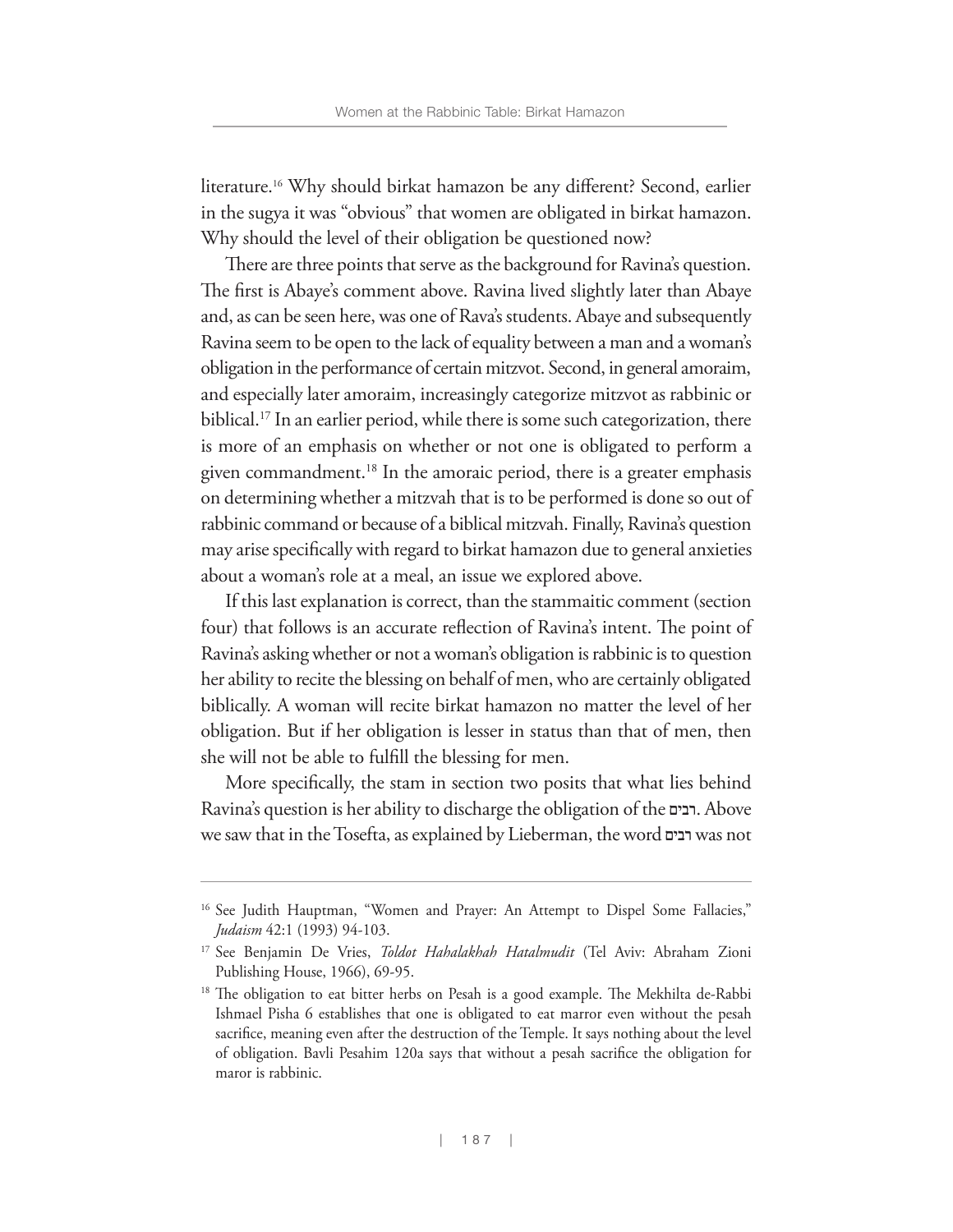literature.[16] Why should birkat hamazon be any different? Second, earlier in the sugya it was "obvious" that women are obligated in birkat hamazon. Why should the level of their obligation be questioned now?

There are three points that serve as the background for Ravina's question. The first is Abaye's comment above. Ravina lived slightly later than Abaye and, as can be seen here, was one of Rava's students. Abaye and subsequently Ravina seem to be open to the lack of equality between a man and a woman's obligation in the performance of certain mitzvot. Second, in general amoraim, and especially later amoraim, increasingly categorize mitzvot as rabbinic or biblical.[17] In an earlier period, while there is some such categorization, there is more of an emphasis on whether or not one is obligated to perform a given commandment.[18] In the amoraic period, there is a greater emphasis on determining whether a mitzvah that is to be performed is done so out of rabbinic command or because of a biblical mitzvah. Finally, Ravina's question may arise specifically with regard to birkat hamazon due to general anxieties about a woman's role at a meal, an issue we explored above.

If this last explanation is correct, than the stammaitic comment (section four) that follows is an accurate reflection of Ravina's intent. The point of Ravina's asking whether or not a woman's obligation is rabbinic is to question her ability to recite the blessing on behalf of men, who are certainly obligated biblically. A woman will recite birkat hamazon no matter the level of her obligation. But if her obligation is lesser in status than that of men, then she will not be able to fulfill the blessing for men.

More specifically, the stam in section two posits that what lies behind Ravina's question is her ability to discharge the obligation of the רבים. Above we saw that in the Tosefta, as explained by Lieberman, the word רבים was not

---

[16] See Judith Hauptman, "Women and Prayer: An Attempt to Dispel Some Fallacies," *Judaism* 42:1 (1993) 94-103.

[17] See Benjamin De Vries, *Toldot Hahalakhah Hatalmudit* (Tel Aviv: Abraham Zioni Publishing House, 1966), 69-95.

[18] The obligation to eat bitter herbs on Pesah is a good example. The Mekhilta de-Rabbi Ishmael Pisha 6 establishes that one is obligated to eat marror even without the pesah sacrifice, meaning even after the destruction of the Temple. It says nothing about the level of obligation. Bavli Pesahim 120a says that without a pesah sacrifice the obligation for maror is rabbinic.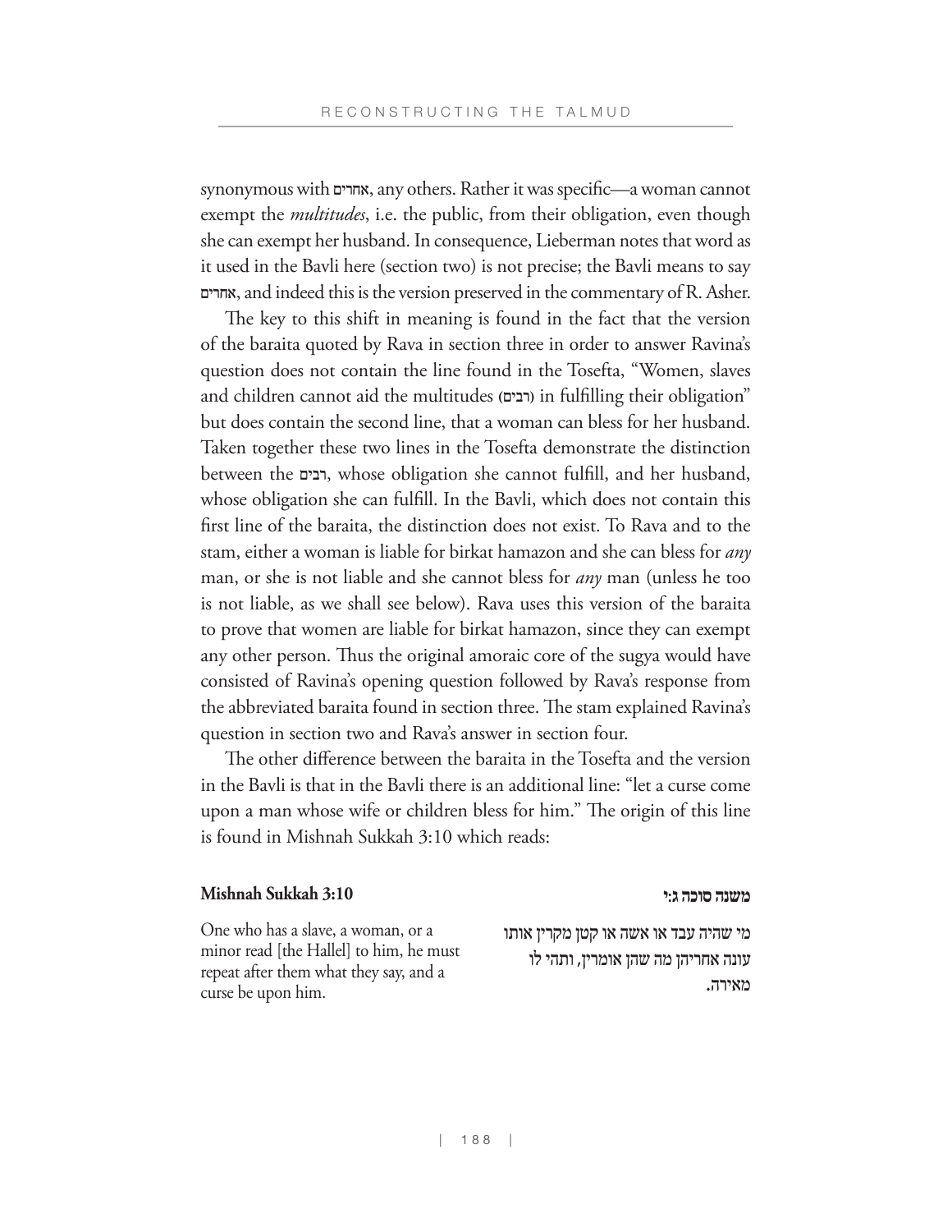synonymous with אחרים, any others. Rather it was specific—a woman cannot exempt the *multitudes*, i.e. the public, from their obligation, even though she can exempt her husband. In consequence, Lieberman notes that word as it used in the Bavli here (section two) is not precise; the Bavli means to say אחרים, and indeed this is the version preserved in the commentary of R. Asher.

The key to this shift in meaning is found in the fact that the version of the baraita quoted by Rava in section three in order to answer Ravina's question does not contain the line found in the Tosefta, "Women, slaves and children cannot aid the multitudes (רבים) in fulfilling their obligation" but does contain the second line, that a woman can bless for her husband. Taken together these two lines in the Tosefta demonstrate the distinction between the רבים, whose obligation she cannot fulfill, and her husband, whose obligation she can fulfill. In the Bavli, which does not contain this first line of the baraita, the distinction does not exist. To Rava and to the stam, either a woman is liable for birkat hamazon and she can bless for *any* man, or she is not liable and she cannot bless for *any* man (unless he too is not liable, as we shall see below). Rava uses this version of the baraita to prove that women are liable for birkat hamazon, since they can exempt any other person. Thus the original amoraic core of the sugya would have consisted of Ravina's opening question followed by Rava's response from the abbreviated baraita found in section three. The stam explained Ravina's question in section two and Rava's answer in section four.

The other difference between the baraita in the Tosefta and the version in the Bavli is that in the Bavli there is an additional line: "let a curse come upon a man whose wife or children bless for him." The origin of this line is found in Mishnah Sukkah 3:10 which reads:

| **Mishnah Sukkah 3:10** | **משנה סוכה ג:י** |
| --- | --- |
| One who has a slave, a woman, or a minor read [the Hallel] to him, he must repeat after them what they say, and a curse be upon him. | מי שהיה עבד או אשה או קטן מקרין אותו עונה אחריהן מה שהן אומרין, ותהי לו מאירה. |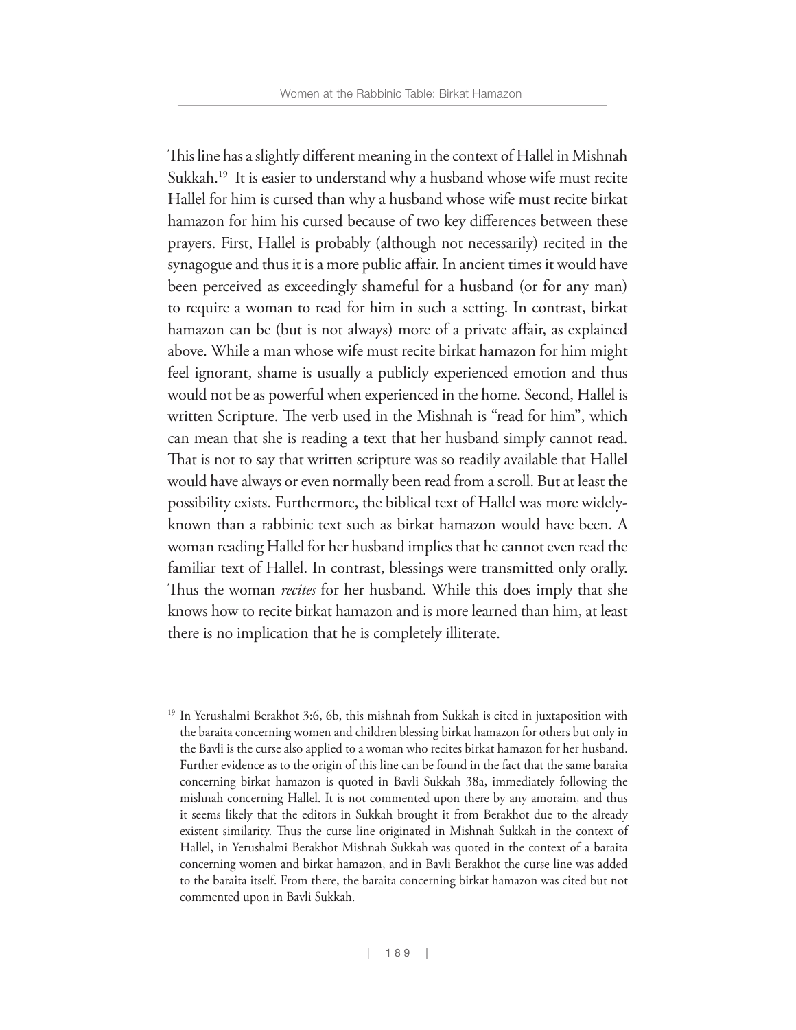This line has a slightly different meaning in the context of Hallel in Mishnah Sukkah.[19] It is easier to understand why a husband whose wife must recite Hallel for him is cursed than why a husband whose wife must recite birkat hamazon for him his cursed because of two key differences between these prayers. First, Hallel is probably (although not necessarily) recited in the synagogue and thus it is a more public affair. In ancient times it would have been perceived as exceedingly shameful for a husband (or for any man) to require a woman to read for him in such a setting. In contrast, birkat hamazon can be (but is not always) more of a private affair, as explained above. While a man whose wife must recite birkat hamazon for him might feel ignorant, shame is usually a publicly experienced emotion and thus would not be as powerful when experienced in the home. Second, Hallel is written Scripture. The verb used in the Mishnah is "read for him", which can mean that she is reading a text that her husband simply cannot read. That is not to say that written scripture was so readily available that Hallel would have always or even normally been read from a scroll. But at least the possibility exists. Furthermore, the biblical text of Hallel was more widely-known than a rabbinic text such as birkat hamazon would have been. A woman reading Hallel for her husband implies that he cannot even read the familiar text of Hallel. In contrast, blessings were transmitted only orally. Thus the woman *recites* for her husband. While this does imply that she knows how to recite birkat hamazon and is more learned than him, at least there is no implication that he is completely illiterate.

---

[19] In Yerushalmi Berakhot 3:6, 6b, this mishnah from Sukkah is cited in juxtaposition with the baraita concerning women and children blessing birkat hamazon for others but only in the Bavli is the curse also applied to a woman who recites birkat hamazon for her husband. Further evidence as to the origin of this line can be found in the fact that the same baraita concerning birkat hamazon is quoted in Bavli Sukkah 38a, immediately following the mishnah concerning Hallel. It is not commented upon there by any amoraim, and thus it seems likely that the editors in Sukkah brought it from Berakhot due to the already existent similarity. Thus the curse line originated in Mishnah Sukkah in the context of Hallel, in Yerushalmi Berakhot Mishnah Sukkah was quoted in the context of a baraita concerning women and birkat hamazon, and in Bavli Berakhot the curse line was added to the baraita itself. From there, the baraita concerning birkat hamazon was cited but not commented upon in Bavli Sukkah.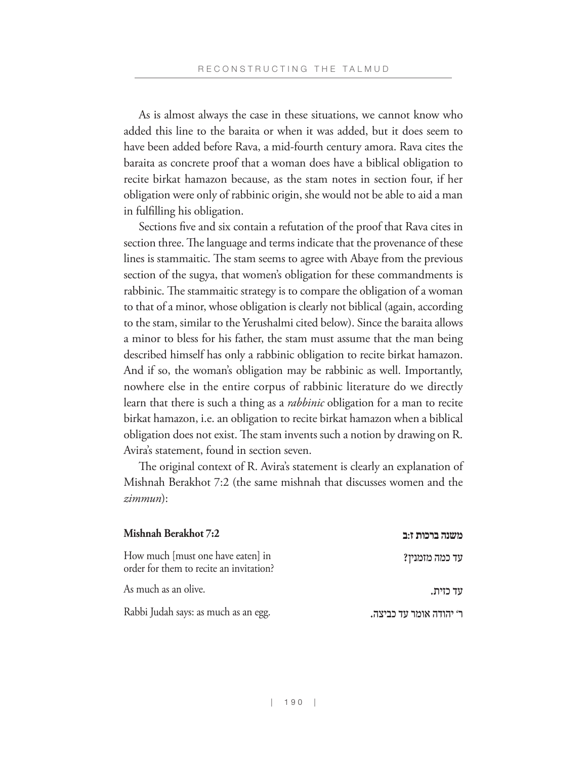As is almost always the case in these situations, we cannot know who added this line to the baraita or when it was added, but it does seem to have been added before Rava, a mid-fourth century amora. Rava cites the baraita as concrete proof that a woman does have a biblical obligation to recite birkat hamazon because, as the stam notes in section four, if her obligation were only of rabbinic origin, she would not be able to aid a man in fulfilling his obligation.

Sections five and six contain a refutation of the proof that Rava cites in section three. The language and terms indicate that the provenance of these lines is stammaitic. The stam seems to agree with Abaye from the previous section of the sugya, that women's obligation for these commandments is rabbinic. The stammaitic strategy is to compare the obligation of a woman to that of a minor, whose obligation is clearly not biblical (again, according to the stam, similar to the Yerushalmi cited below). Since the baraita allows a minor to bless for his father, the stam must assume that the man being described himself has only a rabbinic obligation to recite birkat hamazon. And if so, the woman's obligation may be rabbinic as well. Importantly, nowhere else in the entire corpus of rabbinic literature do we directly learn that there is such a thing as a *rabbinic* obligation for a man to recite birkat hamazon, i.e. an obligation to recite birkat hamazon when a biblical obligation does not exist. The stam invents such a notion by drawing on R. Avira's statement, found in section seven.

The original context of R. Avira's statement is clearly an explanation of Mishnah Berakhot 7:2 (the same mishnah that discusses women and the *zimmun*):

| **Mishnah Berakhot 7:2** | **משנה ברכות ז:ב** |
|---|---|
| How much [must one have eaten] in order for them to recite an invitation? | עד כמה מזמנין? |
| As much as an olive. | עד כזית. |
| Rabbi Judah says: as much as an egg. | ר' יהודה אומר עד כביצה. |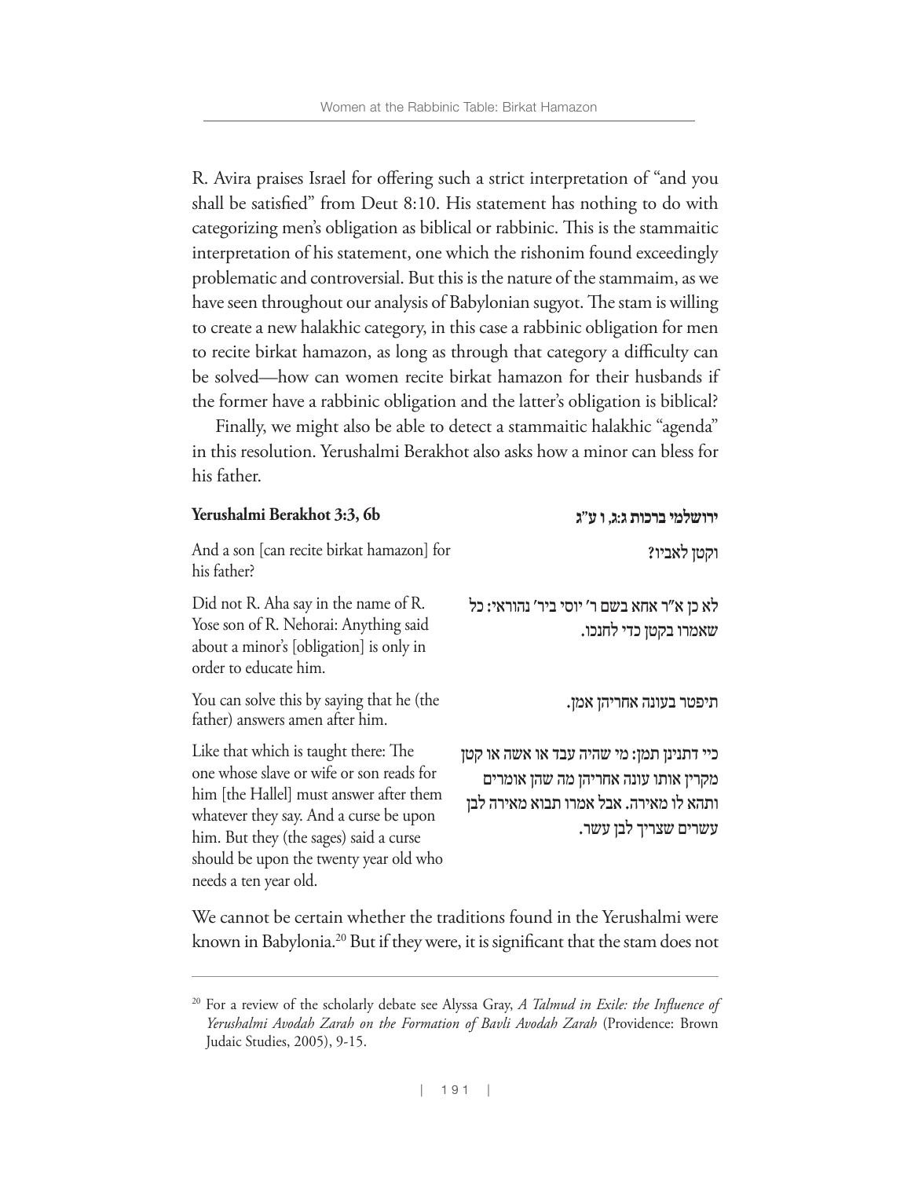R. Avira praises Israel for offering such a strict interpretation of "and you shall be satisfied" from Deut 8:10. His statement has nothing to do with categorizing men's obligation as biblical or rabbinic. This is the stammaitic interpretation of his statement, one which the rishonim found exceedingly problematic and controversial. But this is the nature of the stammaim, as we have seen throughout our analysis of Babylonian sugyot. The stam is willing to create a new halakhic category, in this case a rabbinic obligation for men to recite birkat hamazon, as long as through that category a difficulty can be solved—how can women recite birkat hamazon for their husbands if the former have a rabbinic obligation and the latter's obligation is biblical?

Finally, we might also be able to detect a stammaitic halakhic "agenda" in this resolution. Yerushalmi Berakhot also asks how a minor can bless for his father.

| **Yerushalmi Berakhot 3:3, 6b** | **ירושלמי ברכות ג:ג, ו ע"ג** |
|---|---|
| And a son [can recite birkat hamazon] for his father? | וקטן לאביו? |
| Did not R. Aha say in the name of R. Yose son of R. Nehorai: Anything said about a minor's [obligation] is only in order to educate him. | לא כן א"ר אחא בשם ר' יוסי ביר' נהוראי: כל שאמרו בקטן כדי לחנכו. |
| You can solve this by saying that he (the father) answers amen after him. | תיפטר בעונה אחריהן אמן. |
| Like that which is taught there: The one whose slave or wife or son reads for him [the Hallel] must answer after them whatever they say. And a curse be upon him. But they (the sages) said a curse should be upon the twenty year old who needs a ten year old. | כיי דתנינן תמן: מי שהיה עבד או אשה או קטן מקרין אותו עונה אחריהן מה שהן אומרים ותהא לו מאירה. אבל אמרו תבוא מאירה לבן עשרים שצריך לבן עשר. |

We cannot be certain whether the traditions found in the Yerushalmi were known in Babylonia.[20] But if they were, it is significant that the stam does not

[20] For a review of the scholarly debate see Alyssa Gray, *A Talmud in Exile: the Influence of Yerushalmi Avodah Zarah on the Formation of Bavli Avodah Zarah* (Providence: Brown Judaic Studies, 2005), 9-15.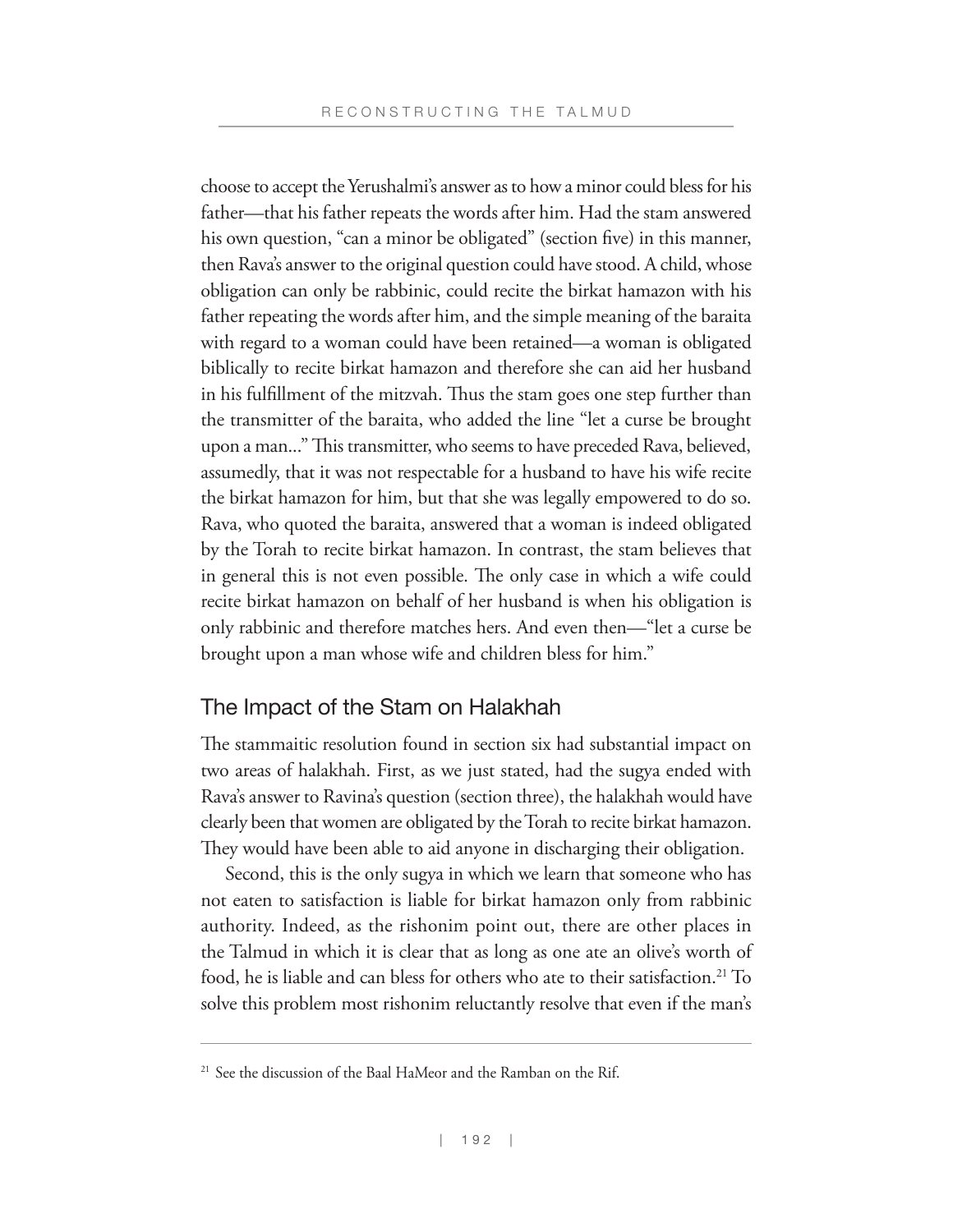choose to accept the Yerushalmi's answer as to how a minor could bless for his father—that his father repeats the words after him. Had the stam answered his own question, "can a minor be obligated" (section five) in this manner, then Rava's answer to the original question could have stood. A child, whose obligation can only be rabbinic, could recite the birkat hamazon with his father repeating the words after him, and the simple meaning of the baraita with regard to a woman could have been retained—a woman is obligated biblically to recite birkat hamazon and therefore she can aid her husband in his fulfillment of the mitzvah. Thus the stam goes one step further than the transmitter of the baraita, who added the line "let a curse be brought upon a man..." This transmitter, who seems to have preceded Rava, believed, assumedly, that it was not respectable for a husband to have his wife recite the birkat hamazon for him, but that she was legally empowered to do so. Rava, who quoted the baraita, answered that a woman is indeed obligated by the Torah to recite birkat hamazon. In contrast, the stam believes that in general this is not even possible. The only case in which a wife could recite birkat hamazon on behalf of her husband is when his obligation is only rabbinic and therefore matches hers. And even then—"let a curse be brought upon a man whose wife and children bless for him."

## The Impact of the Stam on Halakhah

The stammaitic resolution found in section six had substantial impact on two areas of halakhah. First, as we just stated, had the sugya ended with Rava's answer to Ravina's question (section three), the halakhah would have clearly been that women are obligated by the Torah to recite birkat hamazon. They would have been able to aid anyone in discharging their obligation.

Second, this is the only sugya in which we learn that someone who has not eaten to satisfaction is liable for birkat hamazon only from rabbinic authority. Indeed, as the rishonim point out, there are other places in the Talmud in which it is clear that as long as one ate an olive's worth of food, he is liable and can bless for others who ate to their satisfaction.[21] To solve this problem most rishonim reluctantly resolve that even if the man's

---

[21] See the discussion of the Baal HaMeor and the Ramban on the Rif.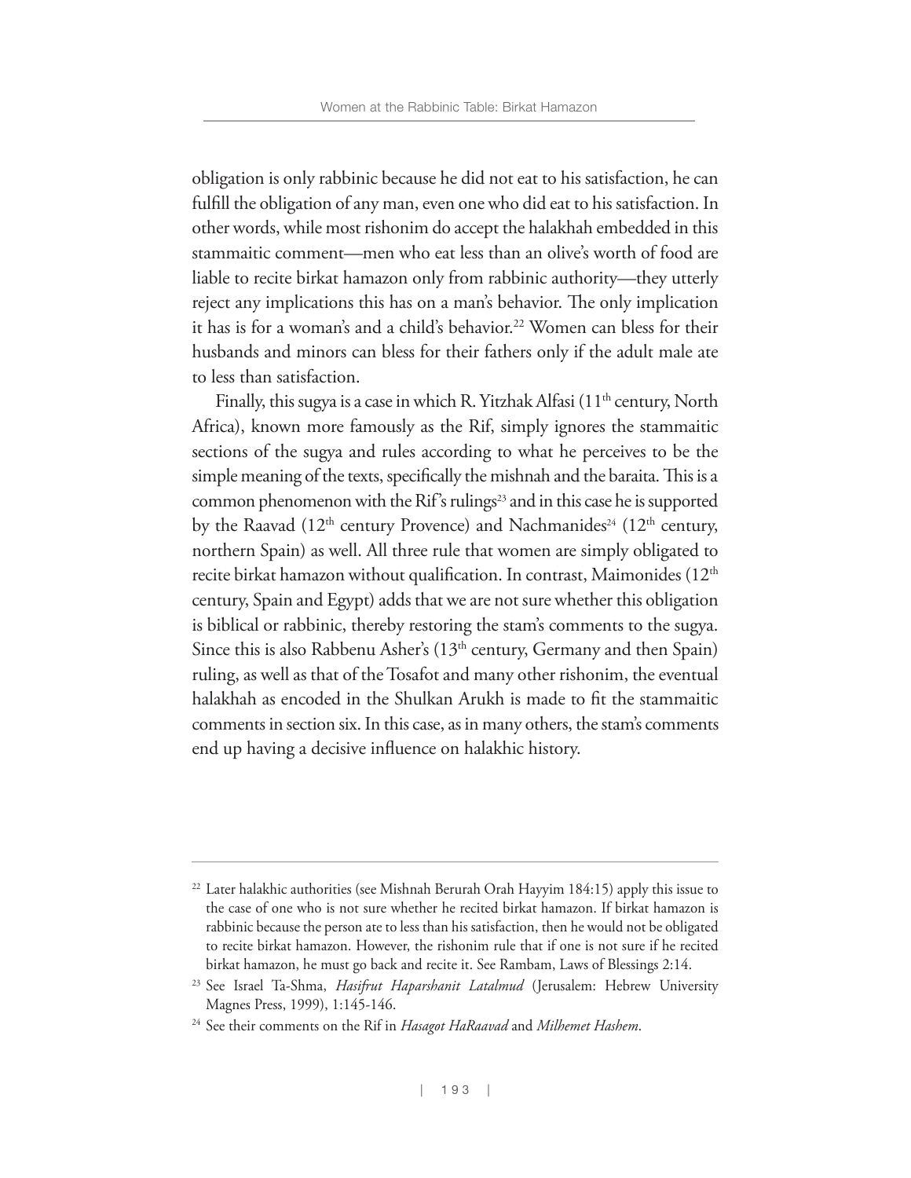obligation is only rabbinic because he did not eat to his satisfaction, he can fulfill the obligation of any man, even one who did eat to his satisfaction. In other words, while most rishonim do accept the halakhah embedded in this stammaitic comment—men who eat less than an olive's worth of food are liable to recite birkat hamazon only from rabbinic authority—they utterly reject any implications this has on a man's behavior. The only implication it has is for a woman's and a child's behavior.[22] Women can bless for their husbands and minors can bless for their fathers only if the adult male ate to less than satisfaction.

Finally, this sugya is a case in which R. Yitzhak Alfasi (11th century, North Africa), known more famously as the Rif, simply ignores the stammaitic sections of the sugya and rules according to what he perceives to be the simple meaning of the texts, specifically the mishnah and the baraita. This is a common phenomenon with the Rif's rulings[23] and in this case he is supported by the Raavad (12th century Provence) and Nachmanides[24] (12th century, northern Spain) as well. All three rule that women are simply obligated to recite birkat hamazon without qualification. In contrast, Maimonides (12th century, Spain and Egypt) adds that we are not sure whether this obligation is biblical or rabbinic, thereby restoring the stam's comments to the sugya. Since this is also Rabbenu Asher's (13th century, Germany and then Spain) ruling, as well as that of the Tosafot and many other rishonim, the eventual halakhah as encoded in the Shulkan Arukh is made to fit the stammaitic comments in section six. In this case, as in many others, the stam's comments end up having a decisive influence on halakhic history.

---

[22] Later halakhic authorities (see Mishnah Berurah Orah Hayyim 184:15) apply this issue to the case of one who is not sure whether he recited birkat hamazon. If birkat hamazon is rabbinic because the person ate to less than his satisfaction, then he would not be obligated to recite birkat hamazon. However, the rishonim rule that if one is not sure if he recited birkat hamazon, he must go back and recite it. See Rambam, Laws of Blessings 2:14.

[23] See Israel Ta-Shma, *Hasifrut Haparshanit Latalmud* (Jerusalem: Hebrew University Magnes Press, 1999), 1:145-146.

[24] See their comments on the Rif in *Hasagot HaRaavad* and *Milhemet Hashem*.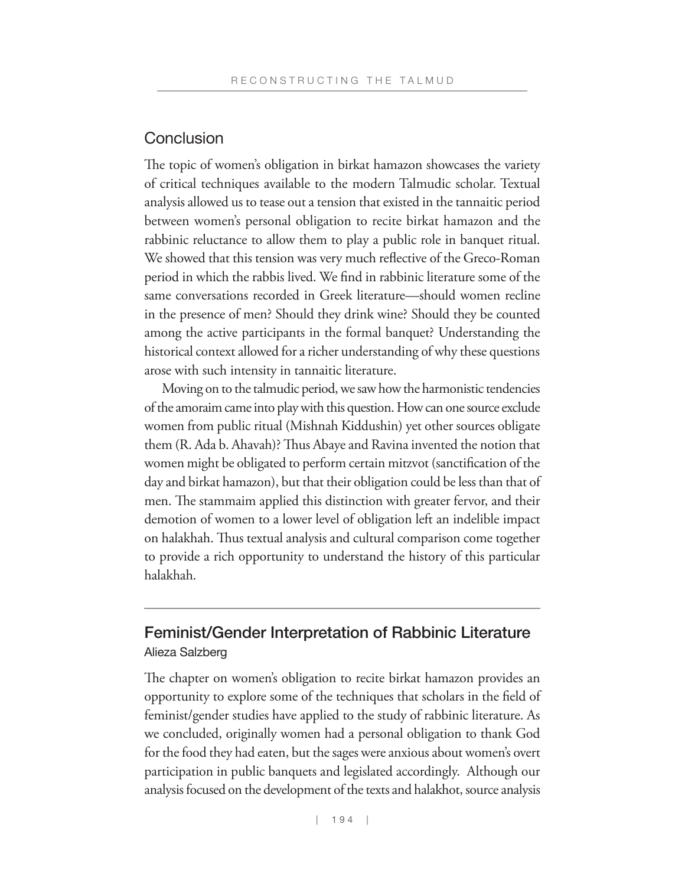## Conclusion

The topic of women's obligation in birkat hamazon showcases the variety of critical techniques available to the modern Talmudic scholar. Textual analysis allowed us to tease out a tension that existed in the tannaitic period between women's personal obligation to recite birkat hamazon and the rabbinic reluctance to allow them to play a public role in banquet ritual. We showed that this tension was very much reflective of the Greco-Roman period in which the rabbis lived. We find in rabbinic literature some of the same conversations recorded in Greek literature—should women recline in the presence of men? Should they drink wine? Should they be counted among the active participants in the formal banquet? Understanding the historical context allowed for a richer understanding of why these questions arose with such intensity in tannaitic literature.

Moving on to the talmudic period, we saw how the harmonistic tendencies of the amoraim came into play with this question. How can one source exclude women from public ritual (Mishnah Kiddushin) yet other sources obligate them (R. Ada b. Ahavah)? Thus Abaye and Ravina invented the notion that women might be obligated to perform certain mitzvot (sanctification of the day and birkat hamazon), but that their obligation could be less than that of men. The stammaim applied this distinction with greater fervor, and their demotion of women to a lower level of obligation left an indelible impact on halakhah. Thus textual analysis and cultural comparison come together to provide a rich opportunity to understand the history of this particular halakhah.

---

## Feminist/Gender Interpretation of Rabbinic Literature

Alieza Salzberg

The chapter on women's obligation to recite birkat hamazon provides an opportunity to explore some of the techniques that scholars in the field of feminist/gender studies have applied to the study of rabbinic literature. As we concluded, originally women had a personal obligation to thank God for the food they had eaten, but the sages were anxious about women's overt participation in public banquets and legislated accordingly. Although our analysis focused on the development of the texts and halakhot, source analysis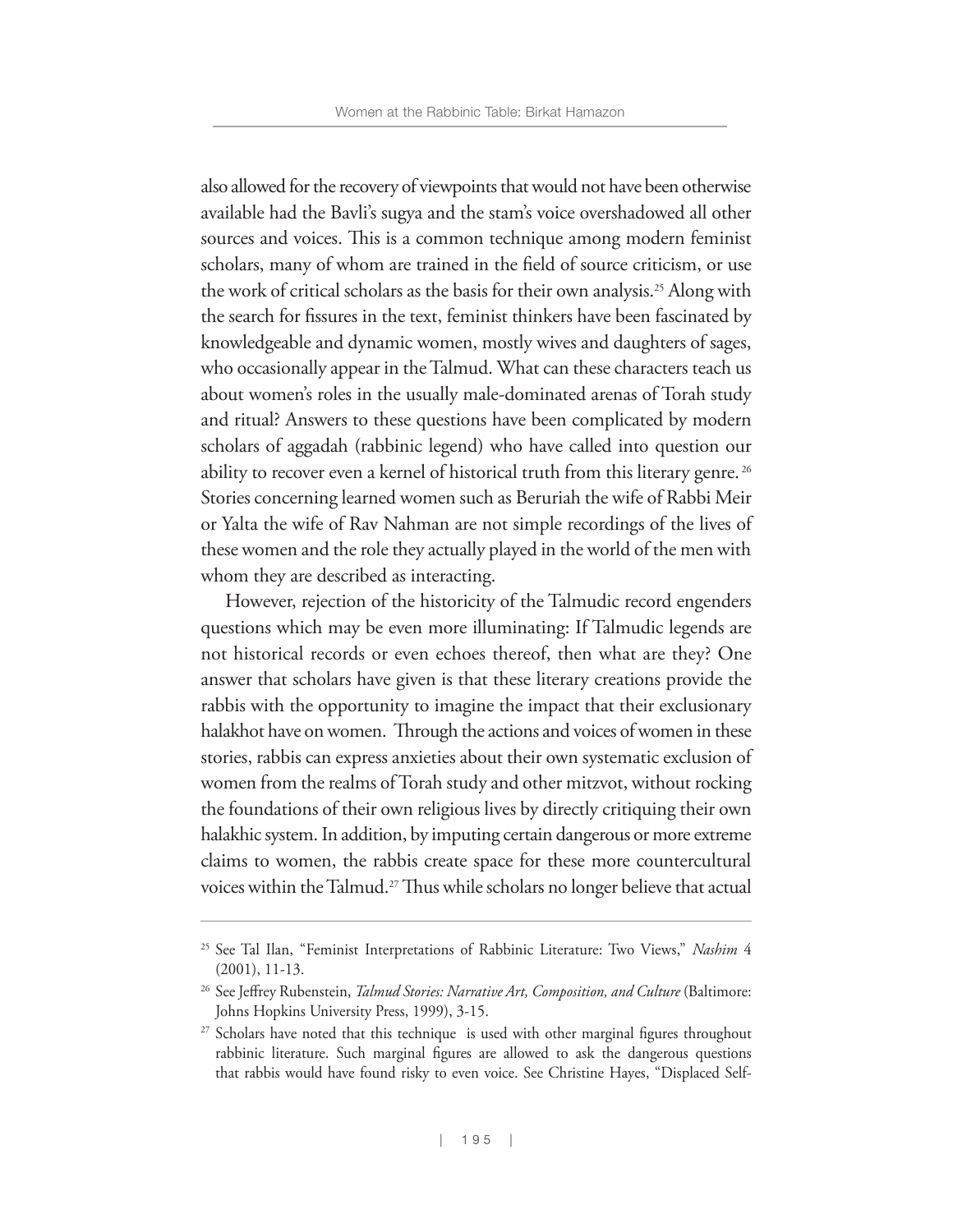also allowed for the recovery of viewpoints that would not have been otherwise available had the Bavli's sugya and the stam's voice overshadowed all other sources and voices. This is a common technique among modern feminist scholars, many of whom are trained in the field of source criticism, or use the work of critical scholars as the basis for their own analysis.[25] Along with the search for fissures in the text, feminist thinkers have been fascinated by knowledgeable and dynamic women, mostly wives and daughters of sages, who occasionally appear in the Talmud. What can these characters teach us about women's roles in the usually male-dominated arenas of Torah study and ritual? Answers to these questions have been complicated by modern scholars of aggadah (rabbinic legend) who have called into question our ability to recover even a kernel of historical truth from this literary genre.[26] Stories concerning learned women such as Beruriah the wife of Rabbi Meir or Yalta the wife of Rav Nahman are not simple recordings of the lives of these women and the role they actually played in the world of the men with whom they are described as interacting.

However, rejection of the historicity of the Talmudic record engenders questions which may be even more illuminating: If Talmudic legends are not historical records or even echoes thereof, then what are they? One answer that scholars have given is that these literary creations provide the rabbis with the opportunity to imagine the impact that their exclusionary halakhot have on women. Through the actions and voices of women in these stories, rabbis can express anxieties about their own systematic exclusion of women from the realms of Torah study and other mitzvot, without rocking the foundations of their own religious lives by directly critiquing their own halakhic system. In addition, by imputing certain dangerous or more extreme claims to women, the rabbis create space for these more countercultural voices within the Talmud.[27] Thus while scholars no longer believe that actual

---

[25] See Tal Ilan, "Feminist Interpretations of Rabbinic Literature: Two Views," *Nashim* 4 (2001), 11-13.

[26] See Jeffrey Rubenstein, *Talmud Stories: Narrative Art, Composition, and Culture* (Baltimore: Johns Hopkins University Press, 1999), 3-15.

[27] Scholars have noted that this technique is used with other marginal figures throughout rabbinic literature. Such marginal figures are allowed to ask the dangerous questions that rabbis would have found risky to even voice. See Christine Hayes, "Displaced Self-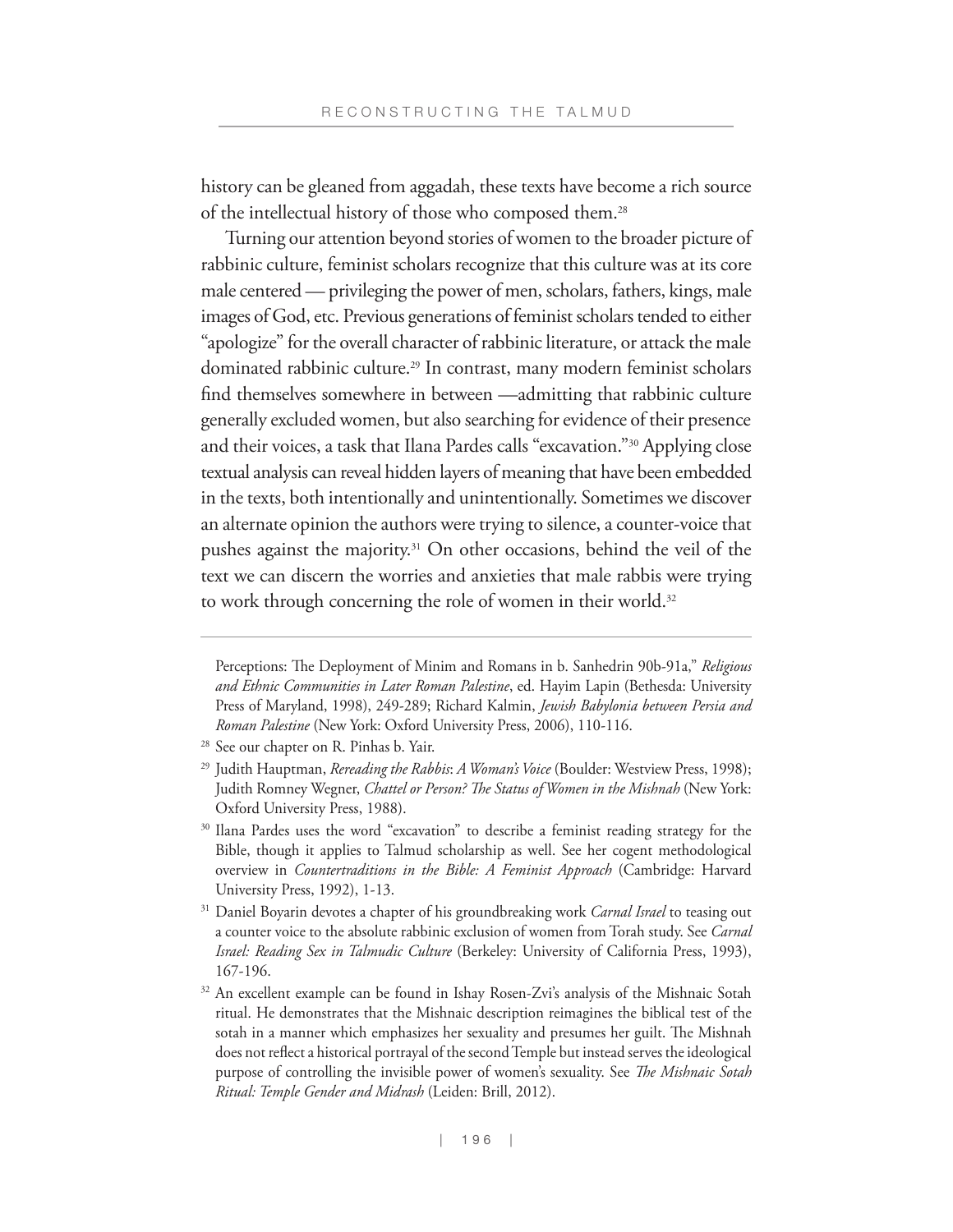history can be gleaned from aggadah, these texts have become a rich source of the intellectual history of those who composed them.[28]

Turning our attention beyond stories of women to the broader picture of rabbinic culture, feminist scholars recognize that this culture was at its core male centered — privileging the power of men, scholars, fathers, kings, male images of God, etc. Previous generations of feminist scholars tended to either "apologize" for the overall character of rabbinic literature, or attack the male dominated rabbinic culture.[29] In contrast, many modern feminist scholars find themselves somewhere in between —admitting that rabbinic culture generally excluded women, but also searching for evidence of their presence and their voices, a task that Ilana Pardes calls "excavation."[30] Applying close textual analysis can reveal hidden layers of meaning that have been embedded in the texts, both intentionally and unintentionally. Sometimes we discover an alternate opinion the authors were trying to silence, a counter-voice that pushes against the majority.[31] On other occasions, behind the veil of the text we can discern the worries and anxieties that male rabbis were trying to work through concerning the role of women in their world.[32]

---

Perceptions: The Deployment of Minim and Romans in b. Sanhedrin 90b-91a," *Religious and Ethnic Communities in Later Roman Palestine*, ed. Hayim Lapin (Bethesda: University Press of Maryland, 1998), 249-289; Richard Kalmin, *Jewish Babylonia between Persia and Roman Palestine* (New York: Oxford University Press, 2006), 110-116.

[28] See our chapter on R. Pinhas b. Yair.

[29] Judith Hauptman, *Rereading the Rabbis: A Woman's Voice* (Boulder: Westview Press, 1998); Judith Romney Wegner, *Chattel or Person? The Status of Women in the Mishnah* (New York: Oxford University Press, 1988).

[30] Ilana Pardes uses the word "excavation" to describe a feminist reading strategy for the Bible, though it applies to Talmud scholarship as well. See her cogent methodological overview in *Countertraditions in the Bible: A Feminist Approach* (Cambridge: Harvard University Press, 1992), 1-13.

[31] Daniel Boyarin devotes a chapter of his groundbreaking work *Carnal Israel* to teasing out a counter voice to the absolute rabbinic exclusion of women from Torah study. See *Carnal Israel: Reading Sex in Talmudic Culture* (Berkeley: University of California Press, 1993), 167-196.

[32] An excellent example can be found in Ishay Rosen-Zvi's analysis of the Mishnaic Sotah ritual. He demonstrates that the Mishnaic description reimagines the biblical test of the sotah in a manner which emphasizes her sexuality and presumes her guilt. The Mishnah does not reflect a historical portrayal of the second Temple but instead serves the ideological purpose of controlling the invisible power of women's sexuality. See *The Mishnaic Sotah Ritual: Temple Gender and Midrash* (Leiden: Brill, 2012).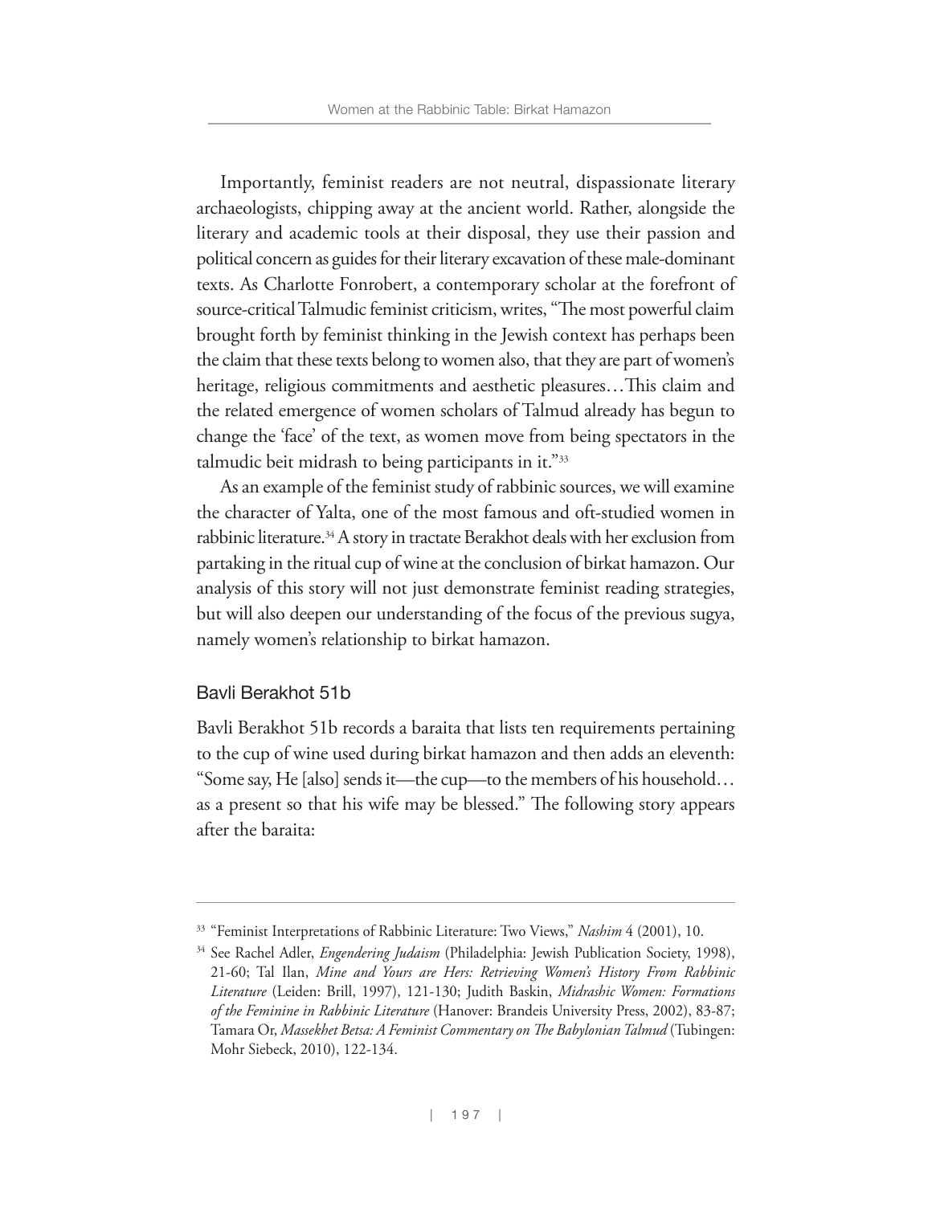Importantly, feminist readers are not neutral, dispassionate literary archaeologists, chipping away at the ancient world. Rather, alongside the literary and academic tools at their disposal, they use their passion and political concern as guides for their literary excavation of these male-dominant texts. As Charlotte Fonrobert, a contemporary scholar at the forefront of source-critical Talmudic feminist criticism, writes, "The most powerful claim brought forth by feminist thinking in the Jewish context has perhaps been the claim that these texts belong to women also, that they are part of women's heritage, religious commitments and aesthetic pleasures…This claim and the related emergence of women scholars of Talmud already has begun to change the 'face' of the text, as women move from being spectators in the talmudic beit midrash to being participants in it."[33]

As an example of the feminist study of rabbinic sources, we will examine the character of Yalta, one of the most famous and oft-studied women in rabbinic literature.[34] A story in tractate Berakhot deals with her exclusion from partaking in the ritual cup of wine at the conclusion of birkat hamazon. Our analysis of this story will not just demonstrate feminist reading strategies, but will also deepen our understanding of the focus of the previous sugya, namely women's relationship to birkat hamazon.

### Bavli Berakhot 51b

Bavli Berakhot 51b records a baraita that lists ten requirements pertaining to the cup of wine used during birkat hamazon and then adds an eleventh: "Some say, He [also] sends it—the cup—to the members of his household… as a present so that his wife may be blessed." The following story appears after the baraita:

---

[33] "Feminist Interpretations of Rabbinic Literature: Two Views," *Nashim* 4 (2001), 10.

[34] See Rachel Adler, *Engendering Judaism* (Philadelphia: Jewish Publication Society, 1998), 21-60; Tal Ilan, *Mine and Yours are Hers: Retrieving Women's History From Rabbinic Literature* (Leiden: Brill, 1997), 121-130; Judith Baskin, *Midrashic Women: Formations of the Feminine in Rabbinic Literature* (Hanover: Brandeis University Press, 2002), 83-87; Tamara Or, *Massekhet Betsa: A Feminist Commentary on The Babylonian Talmud* (Tubingen: Mohr Siebeck, 2010), 122-134.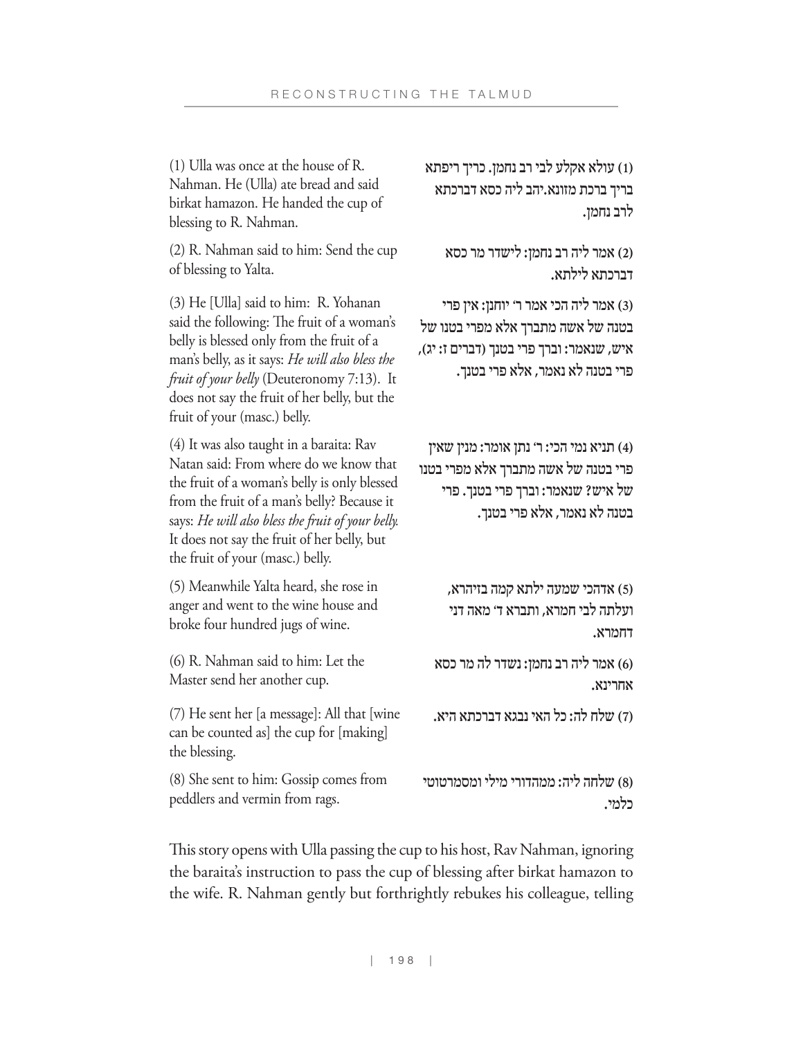(1) Ulla was once at the house of R. Nahman. He (Ulla) ate bread and said birkat hamazon. He handed the cup of blessing to R. Nahman.

(1) עולא אקלע לבי רב נחמן. כריך ריפתא בריך ברכת מזונא.יהב ליה כסא דברכתא לרב נחמן.

(2) R. Nahman said to him: Send the cup of blessing to Yalta.

(2) אמר ליה רב נחמן: לישדר מר כסא דברכתא לילתא.

(3) He [Ulla] said to him: R. Yohanan said the following: The fruit of a woman's belly is blessed only from the fruit of a man's belly, as it says: *He will also bless the fruit of your belly* (Deuteronomy 7:13). It does not say the fruit of her belly, but the fruit of your (masc.) belly.

(3) אמר ליה הכי אמר ר' יוחנן: אין פרי בטנה של אשה מתברך אלא מפרי בטנו של איש, שנאמר: וברך פרי בטנך (דברים ז: יג), פרי בטנה לא נאמר, אלא פרי בטנך.

(4) It was also taught in a baraita: Rav Natan said: From where do we know that the fruit of a woman's belly is only blessed from the fruit of a man's belly? Because it says: *He will also bless the fruit of your belly.* It does not say the fruit of her belly, but the fruit of your (masc.) belly.

(4) תניא נמי הכי: ר' נתן אומר: מנין שאין פרי בטנה של אשה מתברך אלא מפרי בטנו של איש? שנאמר: וברך פרי בטנך. פרי בטנה לא נאמר, אלא פרי בטנך.

(5) Meanwhile Yalta heard, she rose in anger and went to the wine house and broke four hundred jugs of wine.

(5) אדהכי שמעה ילתא קמה בזיהרא, ועלתה לבי חמרא, ותברא ד' מאה דני דחמרא.

(6) R. Nahman said to him: Let the Master send her another cup.

(6) אמר ליה רב נחמן: נשדר לה מר כסא אחרינא.

(7) He sent her [a message]: All that [wine can be counted as] the cup for [making] the blessing.

(7) שלח לה: כל האי נבגא דברכתא היא.

(8) She sent to him: Gossip comes from peddlers and vermin from rags.

(8) שלחה ליה: ממהדורי מילי ומסמרטוטי כלמי.

This story opens with Ulla passing the cup to his host, Rav Nahman, ignoring the baraita's instruction to pass the cup of blessing after birkat hamazon to the wife. R. Nahman gently but forthrightly rebukes his colleague, telling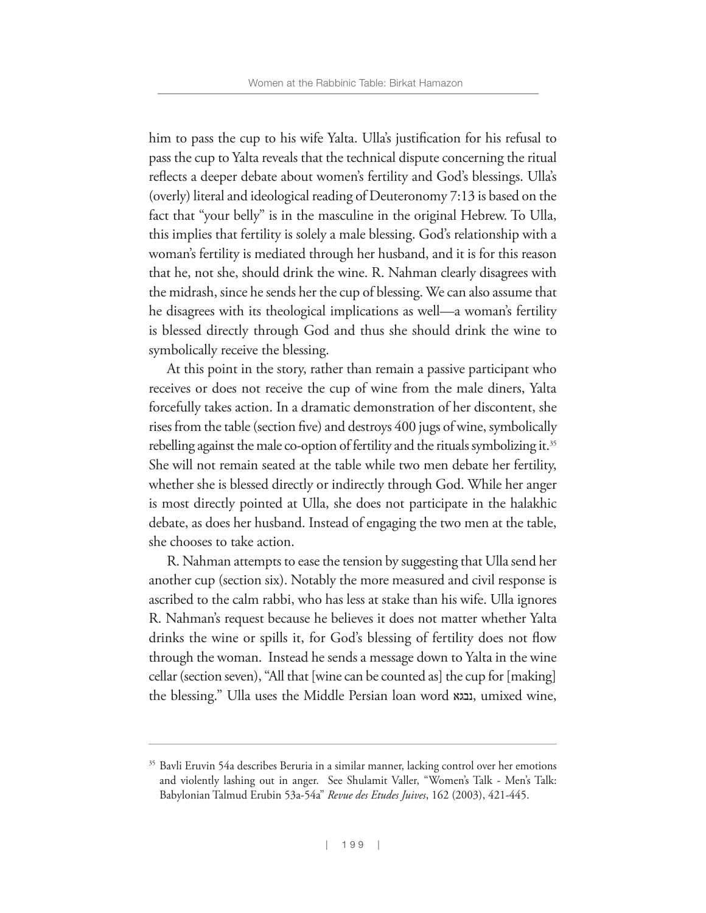him to pass the cup to his wife Yalta. Ulla's justification for his refusal to pass the cup to Yalta reveals that the technical dispute concerning the ritual reflects a deeper debate about women's fertility and God's blessings. Ulla's (overly) literal and ideological reading of Deuteronomy 7:13 is based on the fact that "your belly" is in the masculine in the original Hebrew. To Ulla, this implies that fertility is solely a male blessing. God's relationship with a woman's fertility is mediated through her husband, and it is for this reason that he, not she, should drink the wine. R. Nahman clearly disagrees with the midrash, since he sends her the cup of blessing. We can also assume that he disagrees with its theological implications as well—a woman's fertility is blessed directly through God and thus she should drink the wine to symbolically receive the blessing.

At this point in the story, rather than remain a passive participant who receives or does not receive the cup of wine from the male diners, Yalta forcefully takes action. In a dramatic demonstration of her discontent, she rises from the table (section five) and destroys 400 jugs of wine, symbolically rebelling against the male co-option of fertility and the rituals symbolizing it.[35] She will not remain seated at the table while two men debate her fertility, whether she is blessed directly or indirectly through God. While her anger is most directly pointed at Ulla, she does not participate in the halakhic debate, as does her husband. Instead of engaging the two men at the table, she chooses to take action.

R. Nahman attempts to ease the tension by suggesting that Ulla send her another cup (section six). Notably the more measured and civil response is ascribed to the calm rabbi, who has less at stake than his wife. Ulla ignores R. Nahman's request because he believes it does not matter whether Yalta drinks the wine or spills it, for God's blessing of fertility does not flow through the woman. Instead he sends a message down to Yalta in the wine cellar (section seven), "All that [wine can be counted as] the cup for [making] the blessing." Ulla uses the Middle Persian loan word נבגא, umixed wine,

---

[35] Bavli Eruvin 54a describes Beruria in a similar manner, lacking control over her emotions and violently lashing out in anger. See Shulamit Valler, "Women's Talk - Men's Talk: Babylonian Talmud Erubin 53a-54a" *Revue des Etudes Juives*, 162 (2003), 421-445.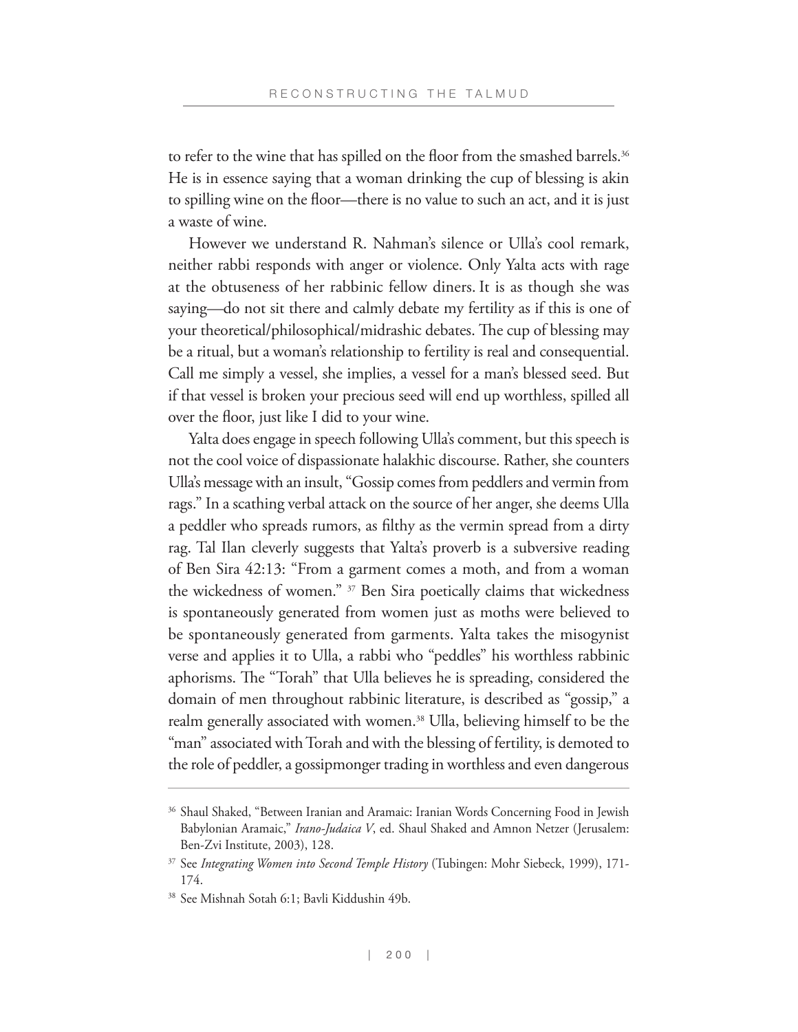to refer to the wine that has spilled on the floor from the smashed barrels.[36] He is in essence saying that a woman drinking the cup of blessing is akin to spilling wine on the floor—there is no value to such an act, and it is just a waste of wine.

However we understand R. Nahman's silence or Ulla's cool remark, neither rabbi responds with anger or violence. Only Yalta acts with rage at the obtuseness of her rabbinic fellow diners. It is as though she was saying—do not sit there and calmly debate my fertility as if this is one of your theoretical/philosophical/midrashic debates. The cup of blessing may be a ritual, but a woman's relationship to fertility is real and consequential. Call me simply a vessel, she implies, a vessel for a man's blessed seed. But if that vessel is broken your precious seed will end up worthless, spilled all over the floor, just like I did to your wine.

Yalta does engage in speech following Ulla's comment, but this speech is not the cool voice of dispassionate halakhic discourse. Rather, she counters Ulla's message with an insult, "Gossip comes from peddlers and vermin from rags." In a scathing verbal attack on the source of her anger, she deems Ulla a peddler who spreads rumors, as filthy as the vermin spread from a dirty rag. Tal Ilan cleverly suggests that Yalta's proverb is a subversive reading of Ben Sira 42:13: "From a garment comes a moth, and from a woman the wickedness of women." [37] Ben Sira poetically claims that wickedness is spontaneously generated from women just as moths were believed to be spontaneously generated from garments. Yalta takes the misogynist verse and applies it to Ulla, a rabbi who "peddles" his worthless rabbinic aphorisms. The "Torah" that Ulla believes he is spreading, considered the domain of men throughout rabbinic literature, is described as "gossip," a realm generally associated with women.[38] Ulla, believing himself to be the "man" associated with Torah and with the blessing of fertility, is demoted to the role of peddler, a gossipmonger trading in worthless and even dangerous

---

[36] Shaul Shaked, "Between Iranian and Aramaic: Iranian Words Concerning Food in Jewish Babylonian Aramaic," *Irano-Judaica V*, ed. Shaul Shaked and Amnon Netzer (Jerusalem: Ben-Zvi Institute, 2003), 128.

[37] See *Integrating Women into Second Temple History* (Tubingen: Mohr Siebeck, 1999), 171-174.

[38] See Mishnah Sotah 6:1; Bavli Kiddushin 49b.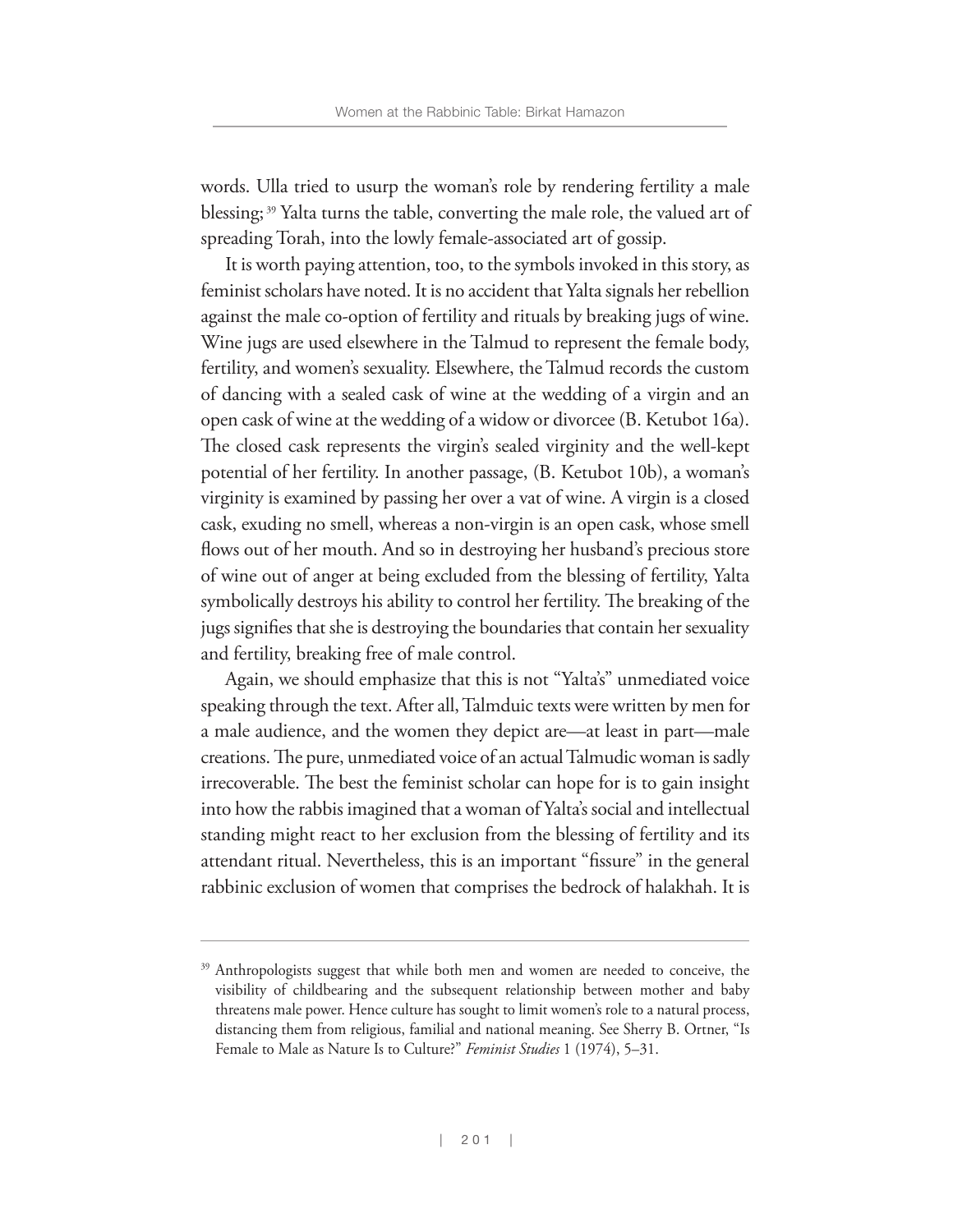words. Ulla tried to usurp the woman's role by rendering fertility a male blessing; [39] Yalta turns the table, converting the male role, the valued art of spreading Torah, into the lowly female-associated art of gossip.

It is worth paying attention, too, to the symbols invoked in this story, as feminist scholars have noted. It is no accident that Yalta signals her rebellion against the male co-option of fertility and rituals by breaking jugs of wine. Wine jugs are used elsewhere in the Talmud to represent the female body, fertility, and women's sexuality. Elsewhere, the Talmud records the custom of dancing with a sealed cask of wine at the wedding of a virgin and an open cask of wine at the wedding of a widow or divorcee (B. Ketubot 16a). The closed cask represents the virgin's sealed virginity and the well-kept potential of her fertility. In another passage, (B. Ketubot 10b), a woman's virginity is examined by passing her over a vat of wine. A virgin is a closed cask, exuding no smell, whereas a non-virgin is an open cask, whose smell flows out of her mouth. And so in destroying her husband's precious store of wine out of anger at being excluded from the blessing of fertility, Yalta symbolically destroys his ability to control her fertility. The breaking of the jugs signifies that she is destroying the boundaries that contain her sexuality and fertility, breaking free of male control.

Again, we should emphasize that this is not "Yalta's" unmediated voice speaking through the text. After all, Talmduic texts were written by men for a male audience, and the women they depict are—at least in part—male creations. The pure, unmediated voice of an actual Talmudic woman is sadly irrecoverable. The best the feminist scholar can hope for is to gain insight into how the rabbis imagined that a woman of Yalta's social and intellectual standing might react to her exclusion from the blessing of fertility and its attendant ritual. Nevertheless, this is an important "fissure" in the general rabbinic exclusion of women that comprises the bedrock of halakhah. It is

---

[39] Anthropologists suggest that while both men and women are needed to conceive, the visibility of childbearing and the subsequent relationship between mother and baby threatens male power. Hence culture has sought to limit women's role to a natural process, distancing them from religious, familial and national meaning. See Sherry B. Ortner, "Is Female to Male as Nature Is to Culture?" *Feminist Studies* 1 (1974), 5–31.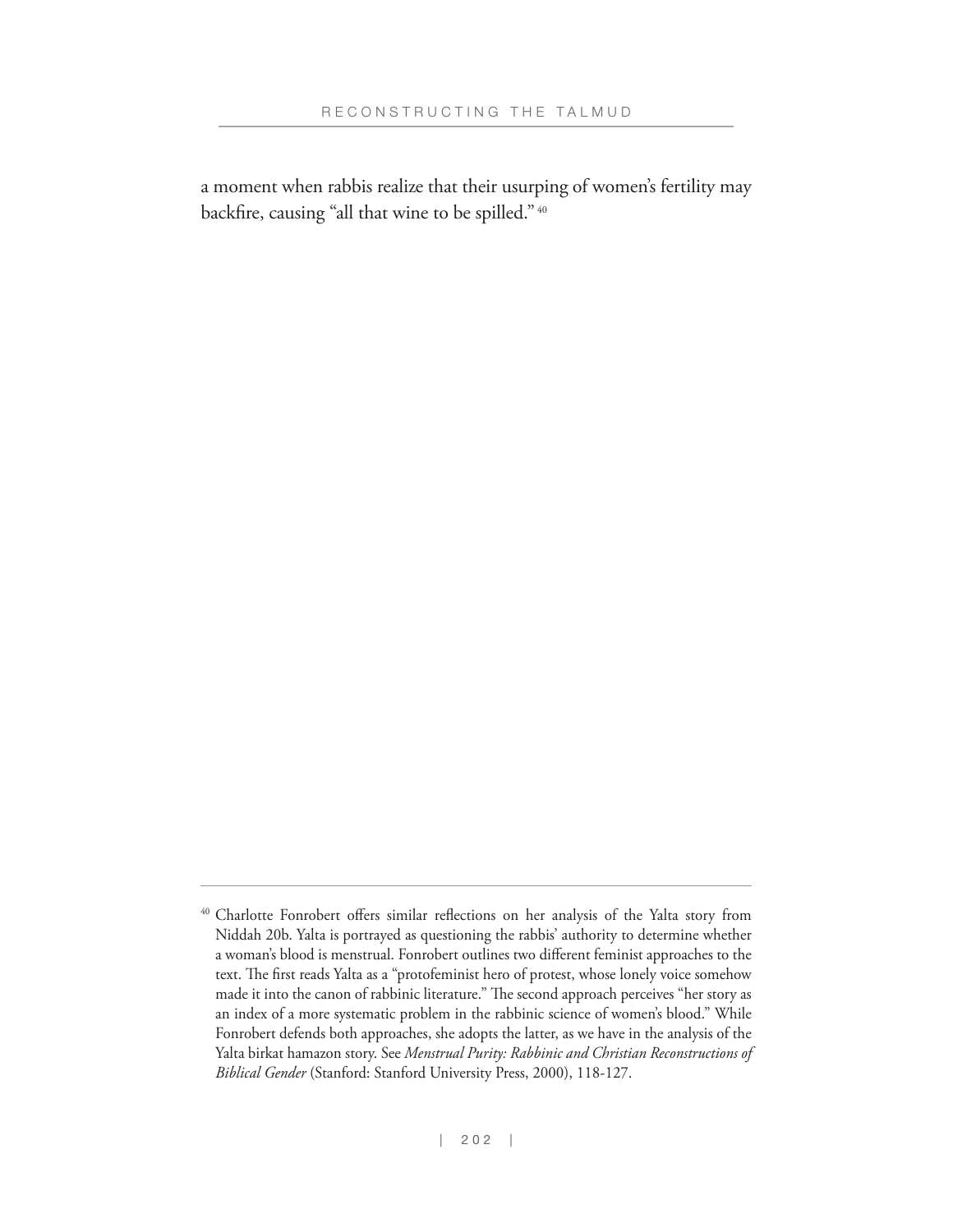a moment when rabbis realize that their usurping of women's fertility may backfire, causing "all that wine to be spilled." [40]

---

[40] Charlotte Fonrobert offers similar reflections on her analysis of the Yalta story from Niddah 20b. Yalta is portrayed as questioning the rabbis' authority to determine whether a woman's blood is menstrual. Fonrobert outlines two different feminist approaches to the text. The first reads Yalta as a "protofeminist hero of protest, whose lonely voice somehow made it into the canon of rabbinic literature." The second approach perceives "her story as an index of a more systematic problem in the rabbinic science of women's blood." While Fonrobert defends both approaches, she adopts the latter, as we have in the analysis of the Yalta birkat hamazon story. See *Menstrual Purity: Rabbinic and Christian Reconstructions of Biblical Gender* (Stanford: Stanford University Press, 2000), 118-127.